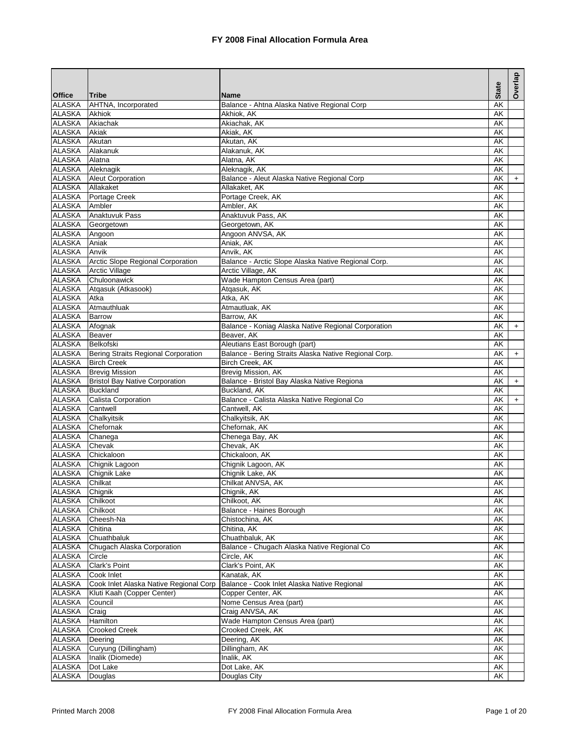# FY 2008 Final Allocation Formula Area

| Office | Tribe | Name | State | Overlap |
|---|---|---|---|---|
| ALASKA | AHTNA, Incorporated | Balance - Ahtna Alaska Native Regional Corp | AK | |
| ALASKA | Akhiok | Akhiok, AK | AK | |
| ALASKA | Akiachak | Akiachak, AK | AK | |
| ALASKA | Akiak | Akiak, AK | AK | |
| ALASKA | Akutan | Akutan, AK | AK | |
| ALASKA | Alakanuk | Alakanuk, AK | AK | |
| ALASKA | Alatna | Alatna, AK | AK | |
| ALASKA | Aleknagik | Aleknagik, AK | AK | |
| ALASKA | Aleut Corporation | Balance - Aleut Alaska Native Regional Corp | AK | + |
| ALASKA | Allakaket | Allakaket, AK | AK | |
| ALASKA | Portage Creek | Portage Creek, AK | AK | |
| ALASKA | Ambler | Ambler, AK | AK | |
| ALASKA | Anaktuvuk Pass | Anaktuvuk Pass, AK | AK | |
| ALASKA | Georgetown | Georgetown, AK | AK | |
| ALASKA | Angoon | Angoon ANVSA, AK | AK | |
| ALASKA | Aniak | Aniak, AK | AK | |
| ALASKA | Anvik | Anvik, AK | AK | |
| ALASKA | Arctic Slope Regional Corporation | Balance - Arctic Slope Alaska Native Regional Corp. | AK | |
| ALASKA | Arctic Village | Arctic Village, AK | AK | |
| ALASKA | Chuloonawick | Wade Hampton Census Area (part) | AK | |
| ALASKA | Atqasuk (Atkasook) | Atqasuk, AK | AK | |
| ALASKA | Atka | Atka, AK | AK | |
| ALASKA | Atmauthluak | Atmautluak, AK | AK | |
| ALASKA | Barrow | Barrow, AK | AK | |
| ALASKA | Afognak | Balance - Koniag Alaska Native Regional Corporation | AK | + |
| ALASKA | Beaver | Beaver, AK | AK | |
| ALASKA | Belkofski | Aleutians East Borough (part) | AK | |
| ALASKA | Bering Straits Regional Corporation | Balance - Bering Straits Alaska Native Regional Corp. | AK | + |
| ALASKA | Birch Creek | Birch Creek, AK | AK | |
| ALASKA | Brevig Mission | Brevig Mission, AK | AK | |
| ALASKA | Bristol Bay Native Corporation | Balance - Bristol Bay Alaska Native Regiona | AK | + |
| ALASKA | Buckland | Buckland, AK | AK | |
| ALASKA | Calista Corporation | Balance - Calista Alaska Native Regional Co | AK | + |
| ALASKA | Cantwell | Cantwell, AK | AK | |
| ALASKA | Chalkyitsik | Chalkyitsik, AK | AK | |
| ALASKA | Chefornak | Chefornak, AK | AK | |
| ALASKA | Chanega | Chenega Bay, AK | AK | |
| ALASKA | Chevak | Chevak, AK | AK | |
| ALASKA | Chickaloon | Chickaloon, AK | AK | |
| ALASKA | Chignik Lagoon | Chignik Lagoon, AK | AK | |
| ALASKA | Chignik Lake | Chignik Lake, AK | AK | |
| ALASKA | Chilkat | Chilkat ANVSA, AK | AK | |
| ALASKA | Chignik | Chignik, AK | AK | |
| ALASKA | Chilkoot | Chilkoot, AK | AK | |
| ALASKA | Chilkoot | Balance - Haines Borough | AK | |
| ALASKA | Cheesh-Na | Chistochina, AK | AK | |
| ALASKA | Chitina | Chitina, AK | AK | |
| ALASKA | Chuathbaluk | Chuathbaluk, AK | AK | |
| ALASKA | Chugach Alaska Corporation | Balance - Chugach Alaska Native Regional Co | AK | |
| ALASKA | Circle | Circle, AK | AK | |
| ALASKA | Clark's Point | Clark's Point, AK | AK | |
| ALASKA | Cook Inlet | Kanatak, AK | AK | |
| ALASKA | Cook Inlet Alaska Native Regional Corp | Balance - Cook Inlet Alaska Native Regional | AK | |
| ALASKA | Kluti Kaah (Copper Center) | Copper Center, AK | AK | |
| ALASKA | Council | Nome Census Area (part) | AK | |
| ALASKA | Craig | Craig ANVSA, AK | AK | |
| ALASKA | Hamilton | Wade Hampton Census Area (part) | AK | |
| ALASKA | Crooked Creek | Crooked Creek, AK | AK | |
| ALASKA | Deering | Deering, AK | AK | |
| ALASKA | Curyung (Dillingham) | Dillingham, AK | AK | |
| ALASKA | Inalik (Diomede) | Inalik, AK | AK | |
| ALASKA | Dot Lake | Dot Lake, AK | AK | |
| ALASKA | Douglas | Douglas City | AK | |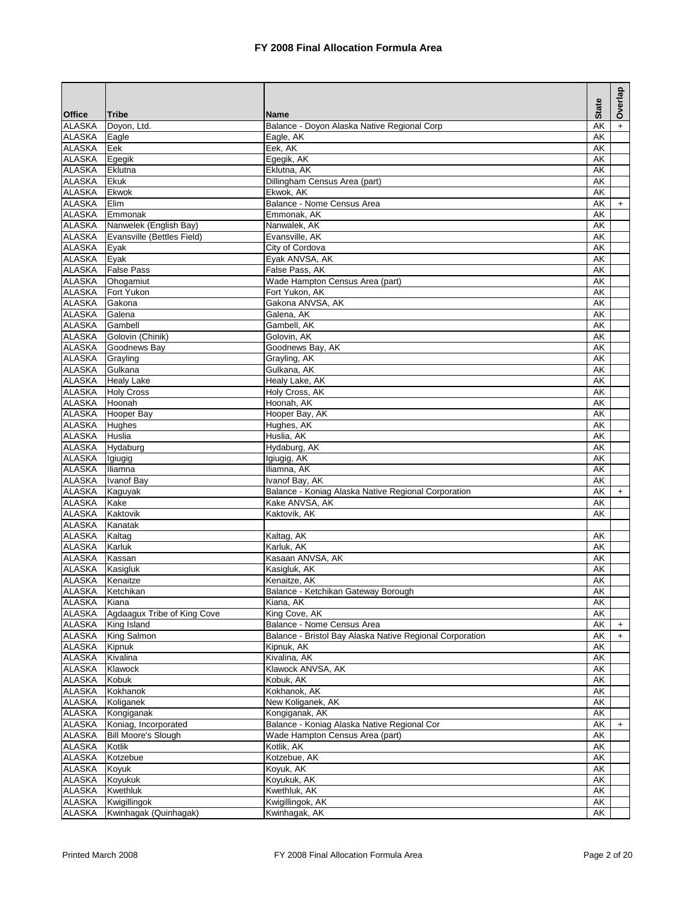# FY 2008 Final Allocation Formula Area

| Office | Tribe | Name | State | Overlap |
|---|---|---|---|---|
| ALASKA | Doyon, Ltd. | Balance - Doyon Alaska Native Regional Corp | AK | + |
| ALASKA | Eagle | Eagle, AK | AK | |
| ALASKA | Eek | Eek, AK | AK | |
| ALASKA | Egegik | Egegik, AK | AK | |
| ALASKA | Eklutna | Eklutna, AK | AK | |
| ALASKA | Ekuk | Dillingham Census Area (part) | AK | |
| ALASKA | Ekwok | Ekwok, AK | AK | |
| ALASKA | Elim | Balance - Nome Census Area | AK | + |
| ALASKA | Emmonak | Emmonak, AK | AK | |
| ALASKA | Nanwelek (English Bay) | Nanwalek, AK | AK | |
| ALASKA | Evansville (Bettles Field) | Evansville, AK | AK | |
| ALASKA | Eyak | City of Cordova | AK | |
| ALASKA | Eyak | Eyak ANVSA, AK | AK | |
| ALASKA | False Pass | False Pass, AK | AK | |
| ALASKA | Ohogamiut | Wade Hampton Census Area (part) | AK | |
| ALASKA | Fort Yukon | Fort Yukon, AK | AK | |
| ALASKA | Gakona | Gakona ANVSA, AK | AK | |
| ALASKA | Galena | Galena, AK | AK | |
| ALASKA | Gambell | Gambell, AK | AK | |
| ALASKA | Golovin (Chinik) | Golovin, AK | AK | |
| ALASKA | Goodnews Bay | Goodnews Bay, AK | AK | |
| ALASKA | Grayling | Grayling, AK | AK | |
| ALASKA | Gulkana | Gulkana, AK | AK | |
| ALASKA | Healy Lake | Healy Lake, AK | AK | |
| ALASKA | Holy Cross | Holy Cross, AK | AK | |
| ALASKA | Hoonah | Hoonah, AK | AK | |
| ALASKA | Hooper Bay | Hooper Bay, AK | AK | |
| ALASKA | Hughes | Hughes, AK | AK | |
| ALASKA | Huslia | Huslia, AK | AK | |
| ALASKA | Hydaburg | Hydaburg, AK | AK | |
| ALASKA | Igiugig | Igiugig, AK | AK | |
| ALASKA | Iliamna | Iliamna, AK | AK | |
| ALASKA | Ivanof Bay | Ivanof Bay, AK | AK | |
| ALASKA | Kaguyak | Balance - Koniag Alaska Native Regional Corporation | AK | + |
| ALASKA | Kake | Kake ANVSA, AK | AK | |
| ALASKA | Kaktovik | Kaktovik, AK | AK | |
| ALASKA | Kanatak | | | |
| ALASKA | Kaltag | Kaltag, AK | AK | |
| ALASKA | Karluk | Karluk, AK | AK | |
| ALASKA | Kassan | Kasaan ANVSA, AK | AK | |
| ALASKA | Kasigluk | Kasigluk, AK | AK | |
| ALASKA | Kenaitze | Kenaitze, AK | AK | |
| ALASKA | Ketchikan | Balance - Ketchikan Gateway Borough | AK | |
| ALASKA | Kiana | Kiana, AK | AK | |
| ALASKA | Agdaagux Tribe of King Cove | King Cove, AK | AK | |
| ALASKA | King Island | Balance - Nome Census Area | AK | + |
| ALASKA | King Salmon | Balance - Bristol Bay Alaska Native Regional Corporation | AK | + |
| ALASKA | Kipnuk | Kipnuk, AK | AK | |
| ALASKA | Kivalina | Kivalina, AK | AK | |
| ALASKA | Klawock | Klawock ANVSA, AK | AK | |
| ALASKA | Kobuk | Kobuk, AK | AK | |
| ALASKA | Kokhanok | Kokhanok, AK | AK | |
| ALASKA | Koliganek | New Koliganek, AK | AK | |
| ALASKA | Kongiganak | Kongiganak, AK | AK | |
| ALASKA | Koniag, Incorporated | Balance - Koniag Alaska Native Regional Cor | AK | + |
| ALASKA | Bill Moore's Slough | Wade Hampton Census Area (part) | AK | |
| ALASKA | Kotlik | Kotlik, AK | AK | |
| ALASKA | Kotzebue | Kotzebue, AK | AK | |
| ALASKA | Koyuk | Koyuk, AK | AK | |
| ALASKA | Koyukuk | Koyukuk, AK | AK | |
| ALASKA | Kwethluk | Kwethluk, AK | AK | |
| ALASKA | Kwigillingok | Kwigillingok, AK | AK | |
| ALASKA | Kwinhagak (Quinhagak) | Kwinhagak, AK | AK | |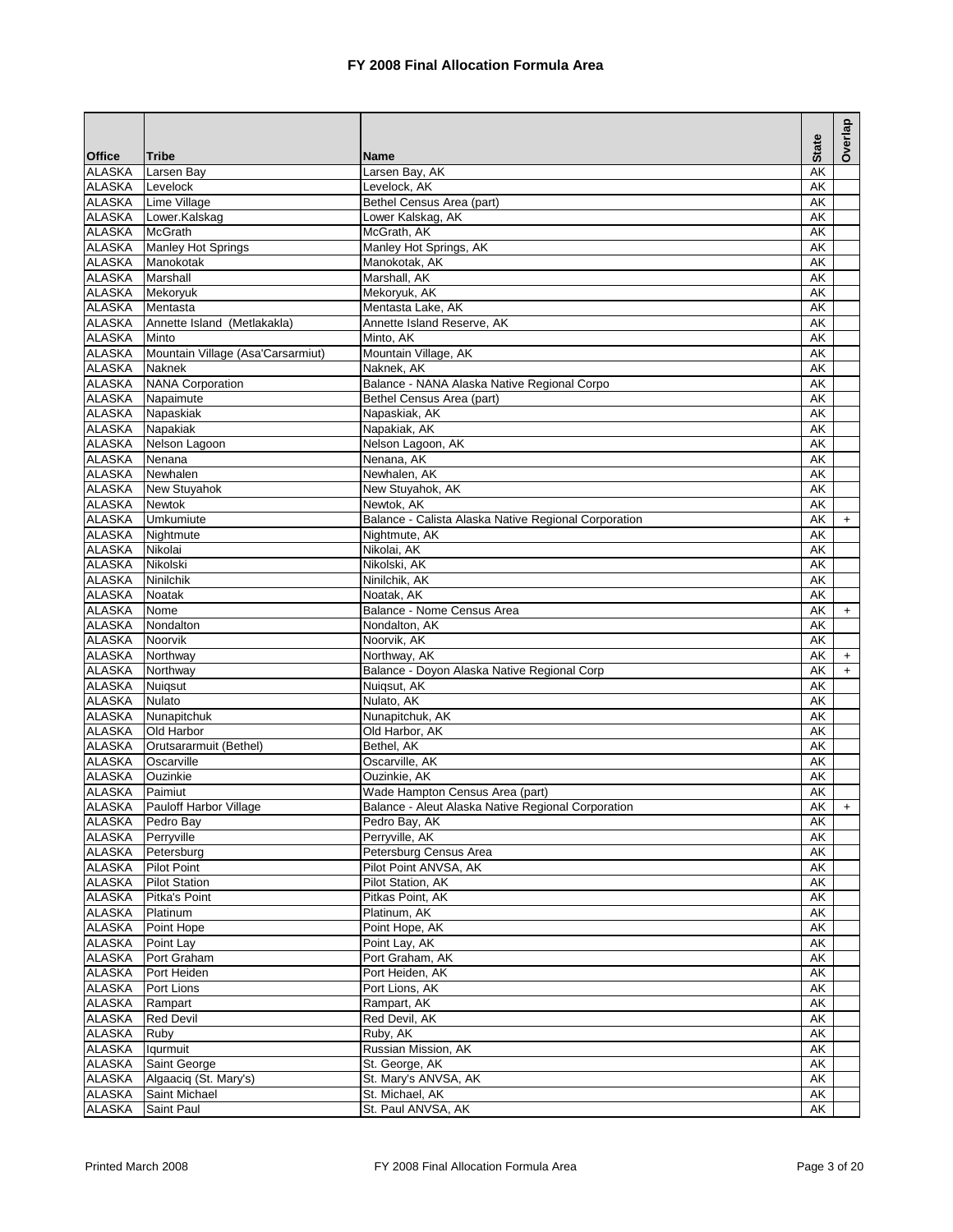# FY 2008 Final Allocation Formula Area

| Office | Tribe | Name | State | Overlap |
|---|---|---|---|---|
| ALASKA | Larsen Bay | Larsen Bay, AK | AK | |
| ALASKA | Levelock | Levelock, AK | AK | |
| ALASKA | Lime Village | Bethel Census Area (part) | AK | |
| ALASKA | Lower.Kalskag | Lower Kalskag, AK | AK | |
| ALASKA | McGrath | McGrath, AK | AK | |
| ALASKA | Manley Hot Springs | Manley Hot Springs, AK | AK | |
| ALASKA | Manokotak | Manokotak, AK | AK | |
| ALASKA | Marshall | Marshall, AK | AK | |
| ALASKA | Mekoryuk | Mekoryuk, AK | AK | |
| ALASKA | Mentasta | Mentasta Lake, AK | AK | |
| ALASKA | Annette Island (Metlakakla) | Annette Island Reserve, AK | AK | |
| ALASKA | Minto | Minto, AK | AK | |
| ALASKA | Mountain Village (Asa'Carsarmiut) | Mountain Village, AK | AK | |
| ALASKA | Naknek | Naknek, AK | AK | |
| ALASKA | NANA Corporation | Balance - NANA Alaska Native Regional Corpo | AK | |
| ALASKA | Napaimute | Bethel Census Area (part) | AK | |
| ALASKA | Napaskiak | Napaskiak, AK | AK | |
| ALASKA | Napakiak | Napakiak, AK | AK | |
| ALASKA | Nelson Lagoon | Nelson Lagoon, AK | AK | |
| ALASKA | Nenana | Nenana, AK | AK | |
| ALASKA | Newhalen | Newhalen, AK | AK | |
| ALASKA | New Stuyahok | New Stuyahok, AK | AK | |
| ALASKA | Newtok | Newtok, AK | AK | |
| ALASKA | Umkumiute | Balance - Calista Alaska Native Regional Corporation | AK | + |
| ALASKA | Nightmute | Nightmute, AK | AK | |
| ALASKA | Nikolai | Nikolai, AK | AK | |
| ALASKA | Nikolski | Nikolski, AK | AK | |
| ALASKA | Ninilchik | Ninilchik, AK | AK | |
| ALASKA | Noatak | Noatak, AK | AK | |
| ALASKA | Nome | Balance - Nome Census Area | AK | + |
| ALASKA | Nondalton | Nondalton, AK | AK | |
| ALASKA | Noorvik | Noorvik, AK | AK | |
| ALASKA | Northway | Northway, AK | AK | + |
| ALASKA | Northway | Balance - Doyon Alaska Native Regional Corp | AK | + |
| ALASKA | Nuiqsut | Nuiqsut, AK | AK | |
| ALASKA | Nulato | Nulato, AK | AK | |
| ALASKA | Nunapitchuk | Nunapitchuk, AK | AK | |
| ALASKA | Old Harbor | Old Harbor, AK | AK | |
| ALASKA | Orutsararmuit (Bethel) | Bethel, AK | AK | |
| ALASKA | Oscarville | Oscarville, AK | AK | |
| ALASKA | Ouzinkie | Ouzinkie, AK | AK | |
| ALASKA | Paimiut | Wade Hampton Census Area (part) | AK | |
| ALASKA | Pauloff Harbor Village | Balance - Aleut Alaska Native Regional Corporation | AK | + |
| ALASKA | Pedro Bay | Pedro Bay, AK | AK | |
| ALASKA | Perryville | Perryville, AK | AK | |
| ALASKA | Petersburg | Petersburg Census Area | AK | |
| ALASKA | Pilot Point | Pilot Point ANVSA, AK | AK | |
| ALASKA | Pilot Station | Pilot Station, AK | AK | |
| ALASKA | Pitka's Point | Pitkas Point, AK | AK | |
| ALASKA | Platinum | Platinum, AK | AK | |
| ALASKA | Point Hope | Point Hope, AK | AK | |
| ALASKA | Point Lay | Point Lay, AK | AK | |
| ALASKA | Port Graham | Port Graham, AK | AK | |
| ALASKA | Port Heiden | Port Heiden, AK | AK | |
| ALASKA | Port Lions | Port Lions, AK | AK | |
| ALASKA | Rampart | Rampart, AK | AK | |
| ALASKA | Red Devil | Red Devil, AK | AK | |
| ALASKA | Ruby | Ruby, AK | AK | |
| ALASKA | Iqurmuit | Russian Mission, AK | AK | |
| ALASKA | Saint George | St. George, AK | AK | |
| ALASKA | Algaaciq (St. Mary's) | St. Mary's ANVSA, AK | AK | |
| ALASKA | Saint Michael | St. Michael, AK | AK | |
| ALASKA | Saint Paul | St. Paul ANVSA, AK | AK | |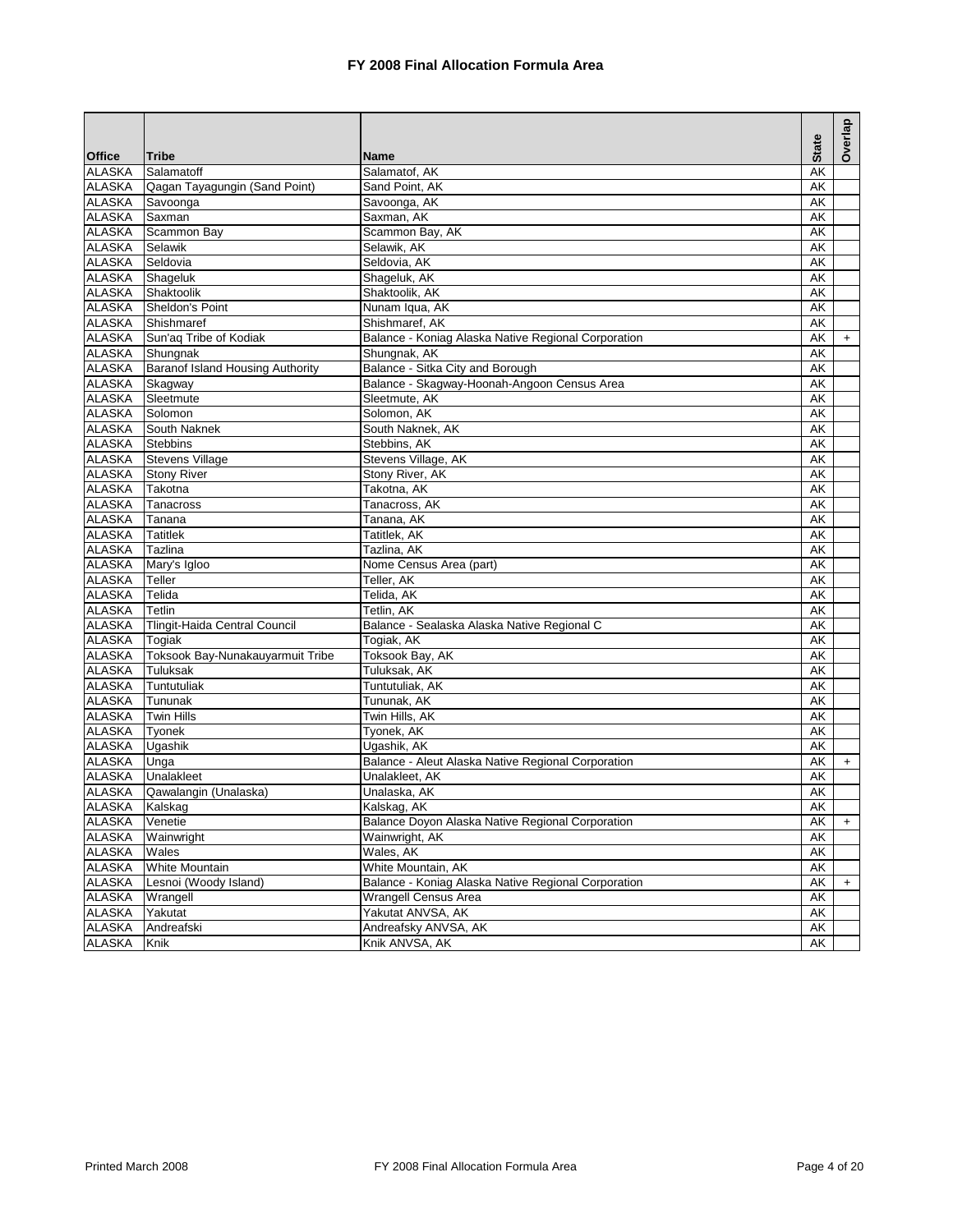# FY 2008 Final Allocation Formula Area

| Office | Tribe | Name | State | Overlap |
|---|---|---|---|---|
| ALASKA | Salamatoff | Salamatof, AK | AK | |
| ALASKA | Qagan Tayagungin (Sand Point) | Sand Point, AK | AK | |
| ALASKA | Savoonga | Savoonga, AK | AK | |
| ALASKA | Saxman | Saxman, AK | AK | |
| ALASKA | Scammon Bay | Scammon Bay, AK | AK | |
| ALASKA | Selawik | Selawik, AK | AK | |
| ALASKA | Seldovia | Seldovia, AK | AK | |
| ALASKA | Shageluk | Shageluk, AK | AK | |
| ALASKA | Shaktoolik | Shaktoolik, AK | AK | |
| ALASKA | Sheldon's Point | Nunam Iqua, AK | AK | |
| ALASKA | Shishmaref | Shishmaref, AK | AK | |
| ALASKA | Sun'aq Tribe of Kodiak | Balance - Koniag Alaska Native Regional Corporation | AK | + |
| ALASKA | Shungnak | Shungnak, AK | AK | |
| ALASKA | Baranof Island Housing Authority | Balance - Sitka City and Borough | AK | |
| ALASKA | Skagway | Balance - Skagway-Hoonah-Angoon Census Area | AK | |
| ALASKA | Sleetmute | Sleetmute, AK | AK | |
| ALASKA | Solomon | Solomon, AK | AK | |
| ALASKA | South Naknek | South Naknek, AK | AK | |
| ALASKA | Stebbins | Stebbins, AK | AK | |
| ALASKA | Stevens Village | Stevens Village, AK | AK | |
| ALASKA | Stony River | Stony River, AK | AK | |
| ALASKA | Takotna | Takotna, AK | AK | |
| ALASKA | Tanacross | Tanacross, AK | AK | |
| ALASKA | Tanana | Tanana, AK | AK | |
| ALASKA | Tatitlek | Tatitlek, AK | AK | |
| ALASKA | Tazlina | Tazlina, AK | AK | |
| ALASKA | Mary's Igloo | Nome Census Area (part) | AK | |
| ALASKA | Teller | Teller, AK | AK | |
| ALASKA | Telida | Telida, AK | AK | |
| ALASKA | Tetlin | Tetlin, AK | AK | |
| ALASKA | Tlingit-Haida Central Council | Balance - Sealaska Alaska Native Regional C | AK | |
| ALASKA | Togiak | Togiak, AK | AK | |
| ALASKA | Toksook Bay-Nunakauyarmuit Tribe | Toksook Bay, AK | AK | |
| ALASKA | Tuluksak | Tuluksak, AK | AK | |
| ALASKA | Tuntutuliak | Tuntutuliak, AK | AK | |
| ALASKA | Tununak | Tununak, AK | AK | |
| ALASKA | Twin Hills | Twin Hills, AK | AK | |
| ALASKA | Tyonek | Tyonek, AK | AK | |
| ALASKA | Ugashik | Ugashik, AK | AK | |
| ALASKA | Unga | Balance - Aleut Alaska Native Regional Corporation | AK | + |
| ALASKA | Unalakleet | Unalakleet, AK | AK | |
| ALASKA | Qawalangin (Unalaska) | Unalaska, AK | AK | |
| ALASKA | Kalskag | Kalskag, AK | AK | |
| ALASKA | Venetie | Balance Doyon Alaska Native Regional Corporation | AK | + |
| ALASKA | Wainwright | Wainwright, AK | AK | |
| ALASKA | Wales | Wales, AK | AK | |
| ALASKA | White Mountain | White Mountain, AK | AK | |
| ALASKA | Lesnoi (Woody Island) | Balance - Koniag Alaska Native Regional Corporation | AK | + |
| ALASKA | Wrangell | Wrangell Census Area | AK | |
| ALASKA | Yakutat | Yakutat ANVSA, AK | AK | |
| ALASKA | Andreafski | Andreafsky ANVSA, AK | AK | |
| ALASKA | Knik | Knik ANVSA, AK | AK | |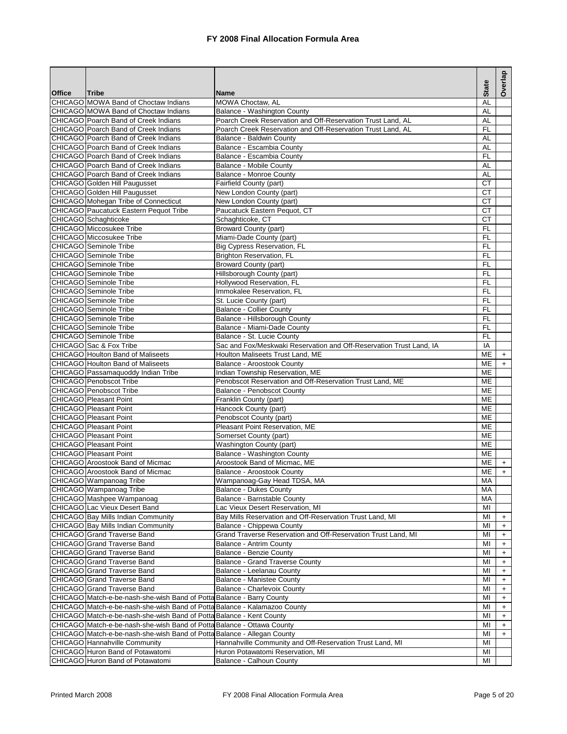# FY 2008 Final Allocation Formula Area

| Office | Tribe | Name | State | Overlap |
|---|---|---|---|---|
| CHICAGO | MOWA Band of Choctaw Indians | MOWA Choctaw, AL | AL | |
| CHICAGO | MOWA Band of Choctaw Indians | Balance - Washington County | AL | |
| CHICAGO | Poarch Band of Creek Indians | Poarch Creek Reservation and Off-Reservation Trust Land, AL | AL | |
| CHICAGO | Poarch Band of Creek Indians | Poarch Creek Reservation and Off-Reservation Trust Land, AL | FL | |
| CHICAGO | Poarch Band of Creek Indians | Balance - Baldwin County | AL | |
| CHICAGO | Poarch Band of Creek Indians | Balance - Escambia County | AL | |
| CHICAGO | Poarch Band of Creek Indians | Balance - Escambia County | FL | |
| CHICAGO | Poarch Band of Creek Indians | Balance - Mobile County | AL | |
| CHICAGO | Poarch Band of Creek Indians | Balance - Monroe County | AL | |
| CHICAGO | Golden Hill Paugusset | Fairfield County (part) | CT | |
| CHICAGO | Golden Hill Paugusset | New London County (part) | CT | |
| CHICAGO | Mohegan Tribe of Connecticut | New London County (part) | CT | |
| CHICAGO | Paucatuck Eastern Pequot Tribe | Paucatuck Eastern Pequot, CT | CT | |
| CHICAGO | Schaghticoke | Schaghticoke, CT | CT | |
| CHICAGO | Miccosukee Tribe | Broward County (part) | FL | |
| CHICAGO | Miccosukee Tribe | Miami-Dade County (part) | FL | |
| CHICAGO | Seminole Tribe | Big Cypress Reservation, FL | FL | |
| CHICAGO | Seminole Tribe | Brighton Reservation, FL | FL | |
| CHICAGO | Seminole Tribe | Broward County (part) | FL | |
| CHICAGO | Seminole Tribe | Hillsborough County (part) | FL | |
| CHICAGO | Seminole Tribe | Hollywood Reservation, FL | FL | |
| CHICAGO | Seminole Tribe | Immokalee Reservation, FL | FL | |
| CHICAGO | Seminole Tribe | St. Lucie County (part) | FL | |
| CHICAGO | Seminole Tribe | Balance - Collier County | FL | |
| CHICAGO | Seminole Tribe | Balance - Hillsborough County | FL | |
| CHICAGO | Seminole Tribe | Balance - Miami-Dade County | FL | |
| CHICAGO | Seminole Tribe | Balance - St. Lucie County | FL | |
| CHICAGO | Sac & Fox Tribe | Sac and Fox/Meskwaki Reservation and Off-Reservation Trust Land, IA | IA | |
| CHICAGO | Houlton Band of Maliseets | Houlton Maliseets Trust Land, ME | ME | + |
| CHICAGO | Houlton Band of Maliseets | Balance - Aroostook County | ME | + |
| CHICAGO | Passamaquoddy Indian Tribe | Indian Township Reservation, ME | ME | |
| CHICAGO | Penobscot Tribe | Penobscot Reservation and Off-Reservation Trust Land, ME | ME | |
| CHICAGO | Penobscot Tribe | Balance - Penobscot County | ME | |
| CHICAGO | Pleasant Point | Franklin County (part) | ME | |
| CHICAGO | Pleasant Point | Hancock County (part) | ME | |
| CHICAGO | Pleasant Point | Penobscot County (part) | ME | |
| CHICAGO | Pleasant Point | Pleasant Point Reservation, ME | ME | |
| CHICAGO | Pleasant Point | Somerset County (part) | ME | |
| CHICAGO | Pleasant Point | Washington County (part) | ME | |
| CHICAGO | Pleasant Point | Balance - Washington County | ME | |
| CHICAGO | Aroostook Band of Micmac | Aroostook Band of Micmac, ME | ME | + |
| CHICAGO | Aroostook Band of Micmac | Balance - Aroostook County | ME | + |
| CHICAGO | Wampanoag Tribe | Wampanoag-Gay Head TDSA, MA | MA | |
| CHICAGO | Wampanoag Tribe | Balance - Dukes County | MA | |
| CHICAGO | Mashpee Wampanoag | Balance - Barnstable County | MA | |
| CHICAGO | Lac Vieux Desert Band | Lac Vieux Desert Reservation, MI | MI | |
| CHICAGO | Bay Mills Indian Community | Bay Mills Reservation and Off-Reservation Trust Land, MI | MI | + |
| CHICAGO | Bay Mills Indian Community | Balance - Chippewa County | MI | + |
| CHICAGO | Grand Traverse Band | Grand Traverse Reservation and Off-Reservation Trust Land, MI | MI | + |
| CHICAGO | Grand Traverse Band | Balance - Antrim County | MI | + |
| CHICAGO | Grand Traverse Band | Balance - Benzie County | MI | + |
| CHICAGO | Grand Traverse Band | Balance - Grand Traverse County | MI | + |
| CHICAGO | Grand Traverse Band | Balance - Leelanau County | MI | + |
| CHICAGO | Grand Traverse Band | Balance - Manistee County | MI | + |
| CHICAGO | Grand Traverse Band | Balance - Charlevoix County | MI | + |
| CHICAGO | Match-e-be-nash-she-wish Band of Potta | Balance - Barry County | MI | + |
| CHICAGO | Match-e-be-nash-she-wish Band of Potta | Balance - Kalamazoo County | MI | + |
| CHICAGO | Match-e-be-nash-she-wish Band of Potta | Balance - Kent County | MI | + |
| CHICAGO | Match-e-be-nash-she-wish Band of Potta | Balance - Ottawa County | MI | + |
| CHICAGO | Match-e-be-nash-she-wish Band of Potta | Balance - Allegan County | MI | + |
| CHICAGO | Hannahville Community | Hannahville Community and Off-Reservation Trust Land, MI | MI | |
| CHICAGO | Huron Band of Potawatomi | Huron Potawatomi Reservation, MI | MI | |
| CHICAGO | Huron Band of Potawatomi | Balance - Calhoun County | MI | |

Printed March 2008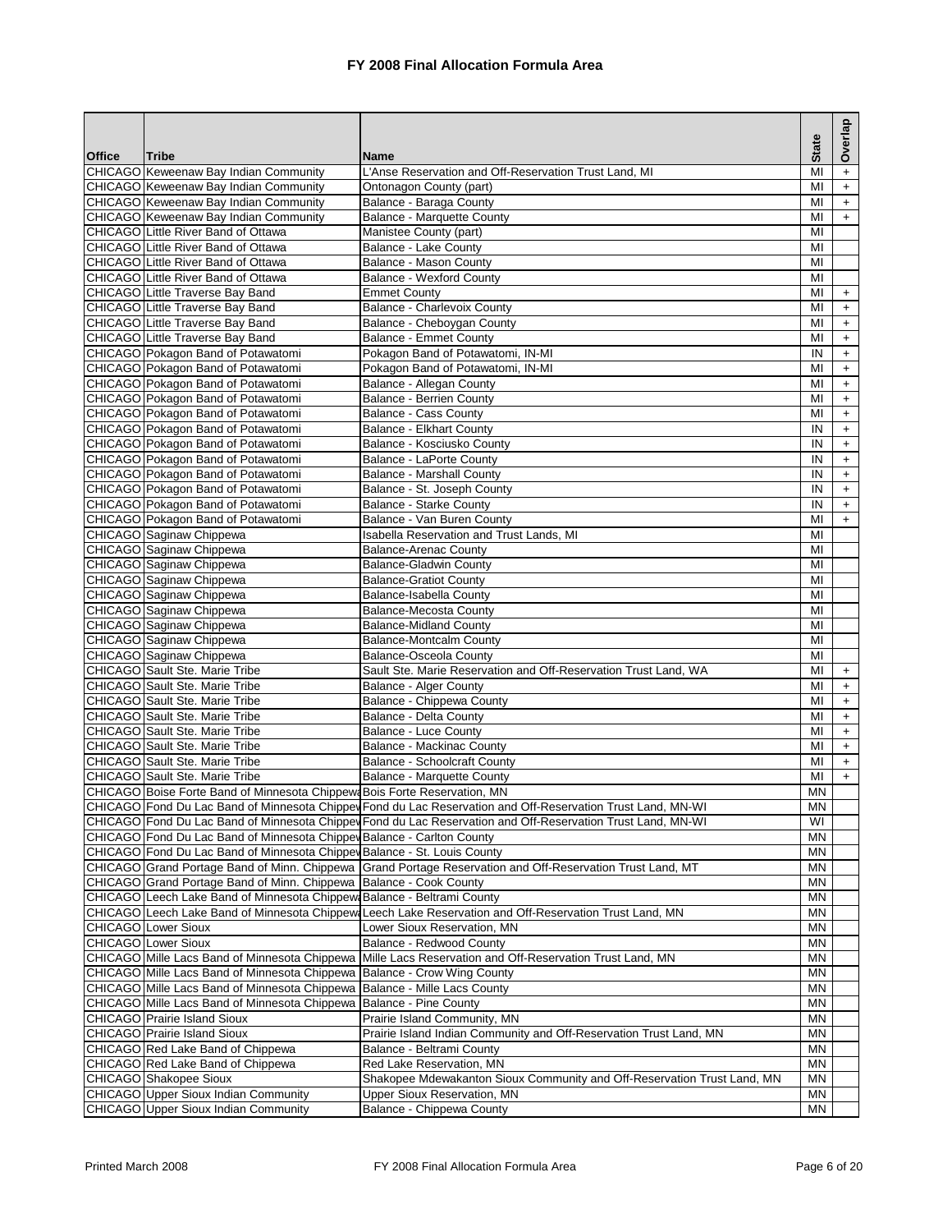# FY 2008 Final Allocation Formula Area

| Office | Tribe | Name | State | Overlap |
|---|---|---|---|---|
| CHICAGO | Keweenaw Bay Indian Community | L'Anse Reservation and Off-Reservation Trust Land, MI | MI | + |
| CHICAGO | Keweenaw Bay Indian Community | Ontonagon County (part) | MI | + |
| CHICAGO | Keweenaw Bay Indian Community | Balance - Baraga County | MI | + |
| CHICAGO | Keweenaw Bay Indian Community | Balance - Marquette County | MI | + |
| CHICAGO | Little River Band of Ottawa | Manistee County (part) | MI | |
| CHICAGO | Little River Band of Ottawa | Balance - Lake County | MI | |
| CHICAGO | Little River Band of Ottawa | Balance - Mason County | MI | |
| CHICAGO | Little River Band of Ottawa | Balance - Wexford County | MI | |
| CHICAGO | Little Traverse Bay Band | Emmet County | MI | + |
| CHICAGO | Little Traverse Bay Band | Balance - Charlevoix County | MI | + |
| CHICAGO | Little Traverse Bay Band | Balance - Cheboygan County | MI | + |
| CHICAGO | Little Traverse Bay Band | Balance - Emmet County | MI | + |
| CHICAGO | Pokagon Band of Potawatomi | Pokagon Band of Potawatomi, IN-MI | IN | + |
| CHICAGO | Pokagon Band of Potawatomi | Pokagon Band of Potawatomi, IN-MI | MI | + |
| CHICAGO | Pokagon Band of Potawatomi | Balance - Allegan County | MI | + |
| CHICAGO | Pokagon Band of Potawatomi | Balance - Berrien County | MI | + |
| CHICAGO | Pokagon Band of Potawatomi | Balance - Cass County | MI | + |
| CHICAGO | Pokagon Band of Potawatomi | Balance - Elkhart County | IN | + |
| CHICAGO | Pokagon Band of Potawatomi | Balance - Kosciusko County | IN | + |
| CHICAGO | Pokagon Band of Potawatomi | Balance - LaPorte County | IN | + |
| CHICAGO | Pokagon Band of Potawatomi | Balance - Marshall County | IN | + |
| CHICAGO | Pokagon Band of Potawatomi | Balance - St. Joseph County | IN | + |
| CHICAGO | Pokagon Band of Potawatomi | Balance - Starke County | IN | + |
| CHICAGO | Pokagon Band of Potawatomi | Balance - Van Buren County | MI | + |
| CHICAGO | Saginaw Chippewa | Isabella Reservation and Trust Lands, MI | MI | |
| CHICAGO | Saginaw Chippewa | Balance-Arenac County | MI | |
| CHICAGO | Saginaw Chippewa | Balance-Gladwin County | MI | |
| CHICAGO | Saginaw Chippewa | Balance-Gratiot County | MI | |
| CHICAGO | Saginaw Chippewa | Balance-Isabella County | MI | |
| CHICAGO | Saginaw Chippewa | Balance-Mecosta County | MI | |
| CHICAGO | Saginaw Chippewa | Balance-Midland County | MI | |
| CHICAGO | Saginaw Chippewa | Balance-Montcalm County | MI | |
| CHICAGO | Saginaw Chippewa | Balance-Osceola County | MI | |
| CHICAGO | Sault Ste. Marie Tribe | Sault Ste. Marie Reservation and Off-Reservation Trust Land, WA | MI | + |
| CHICAGO | Sault Ste. Marie Tribe | Balance - Alger County | MI | + |
| CHICAGO | Sault Ste. Marie Tribe | Balance - Chippewa County | MI | + |
| CHICAGO | Sault Ste. Marie Tribe | Balance - Delta County | MI | + |
| CHICAGO | Sault Ste. Marie Tribe | Balance - Luce County | MI | + |
| CHICAGO | Sault Ste. Marie Tribe | Balance - Mackinac County | MI | + |
| CHICAGO | Sault Ste. Marie Tribe | Balance - Schoolcraft County | MI | + |
| CHICAGO | Sault Ste. Marie Tribe | Balance - Marquette County | MI | + |
| CHICAGO | Boise Forte Band of Minnesota Chippewa | Bois Forte Reservation, MN | MN | |
| CHICAGO | Fond Du Lac Band of Minnesota Chippewa | Fond du Lac Reservation and Off-Reservation Trust Land, MN-WI | MN | |
| CHICAGO | Fond Du Lac Band of Minnesota Chippewa | Fond du Lac Reservation and Off-Reservation Trust Land, MN-WI | WI | |
| CHICAGO | Fond Du Lac Band of Minnesota Chippewa | Balance - Carlton County | MN | |
| CHICAGO | Fond Du Lac Band of Minnesota Chippewa | Balance - St. Louis County | MN | |
| CHICAGO | Grand Portage Band of Minn. Chippewa | Grand Portage Reservation and Off-Reservation Trust Land, MT | MN | |
| CHICAGO | Grand Portage Band of Minn. Chippewa | Balance - Cook County | MN | |
| CHICAGO | Leech Lake Band of Minnesota Chippewa | Balance - Beltrami County | MN | |
| CHICAGO | Leech Lake Band of Minnesota Chippewa | Leech Lake Reservation and Off-Reservation Trust Land, MN | MN | |
| CHICAGO | Lower Sioux | Lower Sioux Reservation, MN | MN | |
| CHICAGO | Lower Sioux | Balance - Redwood County | MN | |
| CHICAGO | Mille Lacs Band of Minnesota Chippewa | Mille Lacs Reservation and Off-Reservation Trust Land, MN | MN | |
| CHICAGO | Mille Lacs Band of Minnesota Chippewa | Balance - Crow Wing County | MN | |
| CHICAGO | Mille Lacs Band of Minnesota Chippewa | Balance - Mille Lacs County | MN | |
| CHICAGO | Mille Lacs Band of Minnesota Chippewa | Balance - Pine County | MN | |
| CHICAGO | Prairie Island Sioux | Prairie Island Community, MN | MN | |
| CHICAGO | Prairie Island Sioux | Prairie Island Indian Community and Off-Reservation Trust Land, MN | MN | |
| CHICAGO | Red Lake Band of Chippewa | Balance - Beltrami County | MN | |
| CHICAGO | Red Lake Band of Chippewa | Red Lake Reservation, MN | MN | |
| CHICAGO | Shakopee Sioux | Shakopee Mdewakanton Sioux Community and Off-Reservation Trust Land, MN | MN | |
| CHICAGO | Upper Sioux Indian Community | Upper Sioux Reservation, MN | MN | |
| CHICAGO | Upper Sioux Indian Community | Balance - Chippewa County | MN | |

Printed March 2008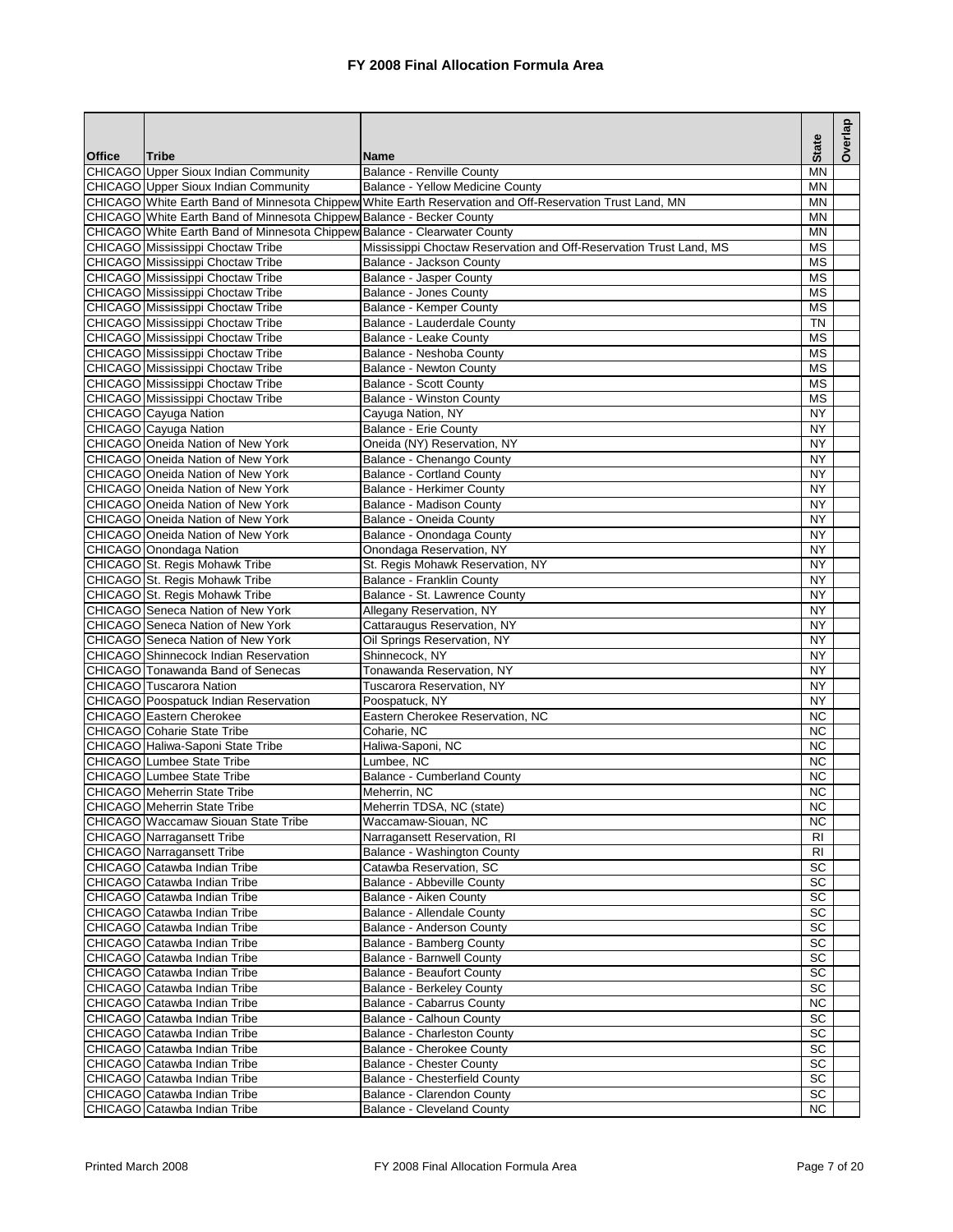# FY 2008 Final Allocation Formula Area

| Office | Tribe | Name | State | Overlap |
|---|---|---|---|---|
| CHICAGO | Upper Sioux Indian Community | Balance - Renville County | MN | |
| CHICAGO | Upper Sioux Indian Community | Balance - Yellow Medicine County | MN | |
| CHICAGO | White Earth Band of Minnesota Chippew | White Earth Reservation and Off-Reservation Trust Land, MN | MN | |
| CHICAGO | White Earth Band of Minnesota Chippew | Balance - Becker County | MN | |
| CHICAGO | White Earth Band of Minnesota Chippew | Balance - Clearwater County | MN | |
| CHICAGO | Mississippi Choctaw Tribe | Mississippi Choctaw Reservation and Off-Reservation Trust Land, MS | MS | |
| CHICAGO | Mississippi Choctaw Tribe | Balance - Jackson County | MS | |
| CHICAGO | Mississippi Choctaw Tribe | Balance - Jasper County | MS | |
| CHICAGO | Mississippi Choctaw Tribe | Balance - Jones County | MS | |
| CHICAGO | Mississippi Choctaw Tribe | Balance - Kemper County | MS | |
| CHICAGO | Mississippi Choctaw Tribe | Balance - Lauderdale County | TN | |
| CHICAGO | Mississippi Choctaw Tribe | Balance - Leake County | MS | |
| CHICAGO | Mississippi Choctaw Tribe | Balance - Neshoba County | MS | |
| CHICAGO | Mississippi Choctaw Tribe | Balance - Newton County | MS | |
| CHICAGO | Mississippi Choctaw Tribe | Balance - Scott County | MS | |
| CHICAGO | Mississippi Choctaw Tribe | Balance - Winston County | MS | |
| CHICAGO | Cayuga Nation | Cayuga Nation, NY | NY | |
| CHICAGO | Cayuga Nation | Balance - Erie County | NY | |
| CHICAGO | Oneida Nation of New York | Oneida (NY) Reservation, NY | NY | |
| CHICAGO | Oneida Nation of New York | Balance - Chenango County | NY | |
| CHICAGO | Oneida Nation of New York | Balance - Cortland County | NY | |
| CHICAGO | Oneida Nation of New York | Balance - Herkimer County | NY | |
| CHICAGO | Oneida Nation of New York | Balance - Madison County | NY | |
| CHICAGO | Oneida Nation of New York | Balance - Oneida County | NY | |
| CHICAGO | Oneida Nation of New York | Balance - Onondaga County | NY | |
| CHICAGO | Onondaga Nation | Onondaga Reservation, NY | NY | |
| CHICAGO | St. Regis Mohawk Tribe | St. Regis Mohawk Reservation, NY | NY | |
| CHICAGO | St. Regis Mohawk Tribe | Balance - Franklin County | NY | |
| CHICAGO | St. Regis Mohawk Tribe | Balance - St. Lawrence County | NY | |
| CHICAGO | Seneca Nation of New York | Allegany Reservation, NY | NY | |
| CHICAGO | Seneca Nation of New York | Cattaraugus Reservation, NY | NY | |
| CHICAGO | Seneca Nation of New York | Oil Springs Reservation, NY | NY | |
| CHICAGO | Shinnecock Indian Reservation | Shinnecock, NY | NY | |
| CHICAGO | Tonawanda Band of Senecas | Tonawanda Reservation, NY | NY | |
| CHICAGO | Tuscarora Nation | Tuscarora Reservation, NY | NY | |
| CHICAGO | Poospatuck Indian Reservation | Poospatuck, NY | NY | |
| CHICAGO | Eastern Cherokee | Eastern Cherokee Reservation, NC | NC | |
| CHICAGO | Coharie State Tribe | Coharie, NC | NC | |
| CHICAGO | Haliwa-Saponi State Tribe | Haliwa-Saponi, NC | NC | |
| CHICAGO | Lumbee State Tribe | Lumbee, NC | NC | |
| CHICAGO | Lumbee State Tribe | Balance - Cumberland County | NC | |
| CHICAGO | Meherrin State Tribe | Meherrin, NC | NC | |
| CHICAGO | Meherrin State Tribe | Meherrin TDSA, NC (state) | NC | |
| CHICAGO | Waccamaw Siouan State Tribe | Waccamaw-Siouan, NC | NC | |
| CHICAGO | Narragansett Tribe | Narragansett Reservation, RI | RI | |
| CHICAGO | Narragansett Tribe | Balance - Washington County | RI | |
| CHICAGO | Catawba Indian Tribe | Catawba Reservation, SC | SC | |
| CHICAGO | Catawba Indian Tribe | Balance - Abbeville County | SC | |
| CHICAGO | Catawba Indian Tribe | Balance - Aiken County | SC | |
| CHICAGO | Catawba Indian Tribe | Balance - Allendale County | SC | |
| CHICAGO | Catawba Indian Tribe | Balance - Anderson County | SC | |
| CHICAGO | Catawba Indian Tribe | Balance - Bamberg County | SC | |
| CHICAGO | Catawba Indian Tribe | Balance - Barnwell County | SC | |
| CHICAGO | Catawba Indian Tribe | Balance - Beaufort County | SC | |
| CHICAGO | Catawba Indian Tribe | Balance - Berkeley County | SC | |
| CHICAGO | Catawba Indian Tribe | Balance - Cabarrus County | NC | |
| CHICAGO | Catawba Indian Tribe | Balance - Calhoun County | SC | |
| CHICAGO | Catawba Indian Tribe | Balance - Charleston County | SC | |
| CHICAGO | Catawba Indian Tribe | Balance - Cherokee County | SC | |
| CHICAGO | Catawba Indian Tribe | Balance - Chester County | SC | |
| CHICAGO | Catawba Indian Tribe | Balance - Chesterfield County | SC | |
| CHICAGO | Catawba Indian Tribe | Balance - Clarendon County | SC | |
| CHICAGO | Catawba Indian Tribe | Balance - Cleveland County | NC | |

Printed March 2008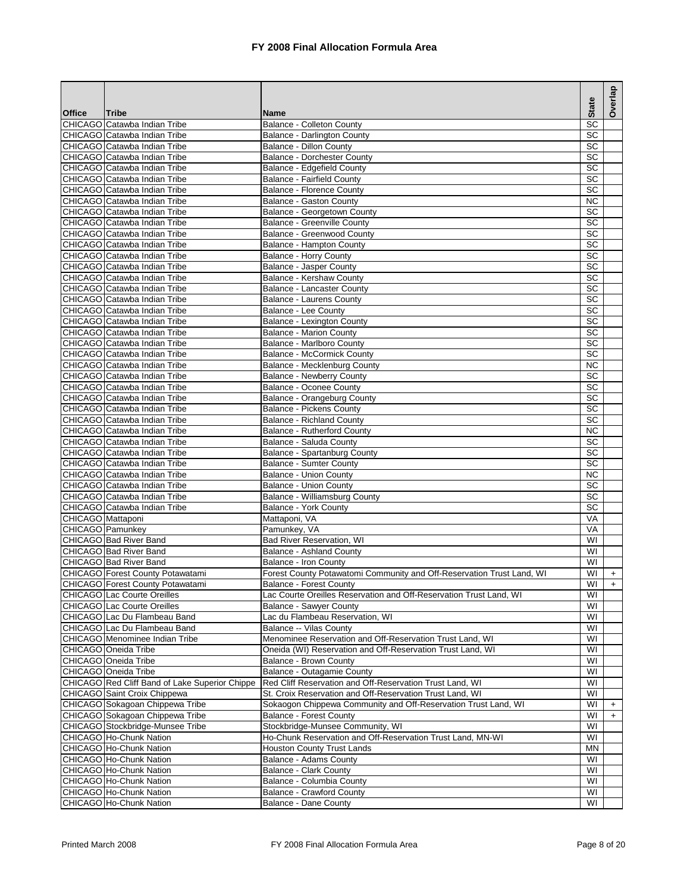# FY 2008 Final Allocation Formula Area

| Office | Tribe | Name | State | Overlap |
|---|---|---|---|---|
| CHICAGO | Catawba Indian Tribe | Balance - Colleton County | SC | |
| CHICAGO | Catawba Indian Tribe | Balance - Darlington County | SC | |
| CHICAGO | Catawba Indian Tribe | Balance - Dillon County | SC | |
| CHICAGO | Catawba Indian Tribe | Balance - Dorchester County | SC | |
| CHICAGO | Catawba Indian Tribe | Balance - Edgefield County | SC | |
| CHICAGO | Catawba Indian Tribe | Balance - Fairfield County | SC | |
| CHICAGO | Catawba Indian Tribe | Balance - Florence County | SC | |
| CHICAGO | Catawba Indian Tribe | Balance - Gaston County | NC | |
| CHICAGO | Catawba Indian Tribe | Balance - Georgetown County | SC | |
| CHICAGO | Catawba Indian Tribe | Balance - Greenville County | SC | |
| CHICAGO | Catawba Indian Tribe | Balance - Greenwood County | SC | |
| CHICAGO | Catawba Indian Tribe | Balance - Hampton County | SC | |
| CHICAGO | Catawba Indian Tribe | Balance - Horry County | SC | |
| CHICAGO | Catawba Indian Tribe | Balance - Jasper County | SC | |
| CHICAGO | Catawba Indian Tribe | Balance - Kershaw County | SC | |
| CHICAGO | Catawba Indian Tribe | Balance - Lancaster County | SC | |
| CHICAGO | Catawba Indian Tribe | Balance - Laurens County | SC | |
| CHICAGO | Catawba Indian Tribe | Balance - Lee County | SC | |
| CHICAGO | Catawba Indian Tribe | Balance - Lexington County | SC | |
| CHICAGO | Catawba Indian Tribe | Balance - Marion County | SC | |
| CHICAGO | Catawba Indian Tribe | Balance - Marlboro County | SC | |
| CHICAGO | Catawba Indian Tribe | Balance - McCormick County | SC | |
| CHICAGO | Catawba Indian Tribe | Balance - Mecklenburg County | NC | |
| CHICAGO | Catawba Indian Tribe | Balance - Newberry County | SC | |
| CHICAGO | Catawba Indian Tribe | Balance - Oconee County | SC | |
| CHICAGO | Catawba Indian Tribe | Balance - Orangeburg County | SC | |
| CHICAGO | Catawba Indian Tribe | Balance - Pickens County | SC | |
| CHICAGO | Catawba Indian Tribe | Balance - Richland County | SC | |
| CHICAGO | Catawba Indian Tribe | Balance - Rutherford County | NC | |
| CHICAGO | Catawba Indian Tribe | Balance - Saluda County | SC | |
| CHICAGO | Catawba Indian Tribe | Balance - Spartanburg County | SC | |
| CHICAGO | Catawba Indian Tribe | Balance - Sumter County | SC | |
| CHICAGO | Catawba Indian Tribe | Balance - Union County | NC | |
| CHICAGO | Catawba Indian Tribe | Balance - Union County | SC | |
| CHICAGO | Catawba Indian Tribe | Balance - Williamsburg County | SC | |
| CHICAGO | Catawba Indian Tribe | Balance - York County | SC | |
| CHICAGO | Mattaponi | Mattaponi, VA | VA | |
| CHICAGO | Pamunkey | Pamunkey, VA | VA | |
| CHICAGO | Bad River Band | Bad River Reservation, WI | WI | |
| CHICAGO | Bad River Band | Balance - Ashland County | WI | |
| CHICAGO | Bad River Band | Balance - Iron County | WI | |
| CHICAGO | Forest County Potawatami | Forest County Potawatomi Community and Off-Reservation Trust Land, WI | WI | + |
| CHICAGO | Forest County Potawatami | Balance - Forest County | WI | + |
| CHICAGO | Lac Courte Oreilles | Lac Courte Oreilles Reservation and Off-Reservation Trust Land, WI | WI | |
| CHICAGO | Lac Courte Oreilles | Balance - Sawyer County | WI | |
| CHICAGO | Lac Du Flambeau Band | Lac du Flambeau Reservation, WI | WI | |
| CHICAGO | Lac Du Flambeau Band | Balance -- Vilas County | WI | |
| CHICAGO | Menominee Indian Tribe | Menominee Reservation and Off-Reservation Trust Land, WI | WI | |
| CHICAGO | Oneida Tribe | Oneida (WI) Reservation and Off-Reservation Trust Land, WI | WI | |
| CHICAGO | Oneida Tribe | Balance - Brown County | WI | |
| CHICAGO | Oneida Tribe | Balance - Outagamie County | WI | |
| CHICAGO | Red Cliff Band of Lake Superior Chippe | Red Cliff Reservation and Off-Reservation Trust Land, WI | WI | |
| CHICAGO | Saint Croix Chippewa | St. Croix Reservation and Off-Reservation Trust Land, WI | WI | |
| CHICAGO | Sokagoan Chippewa Tribe | Sokaogon Chippewa Community and Off-Reservation Trust Land, WI | WI | + |
| CHICAGO | Sokagoan Chippewa Tribe | Balance - Forest County | WI | + |
| CHICAGO | Stockbridge-Munsee Tribe | Stockbridge-Munsee Community, WI | WI | |
| CHICAGO | Ho-Chunk Nation | Ho-Chunk Reservation and Off-Reservation Trust Land, MN-WI | WI | |
| CHICAGO | Ho-Chunk Nation | Houston County Trust Lands | MN | |
| CHICAGO | Ho-Chunk Nation | Balance - Adams County | WI | |
| CHICAGO | Ho-Chunk Nation | Balance - Clark County | WI | |
| CHICAGO | Ho-Chunk Nation | Balance - Columbia County | WI | |
| CHICAGO | Ho-Chunk Nation | Balance - Crawford County | WI | |
| CHICAGO | Ho-Chunk Nation | Balance - Dane County | WI | |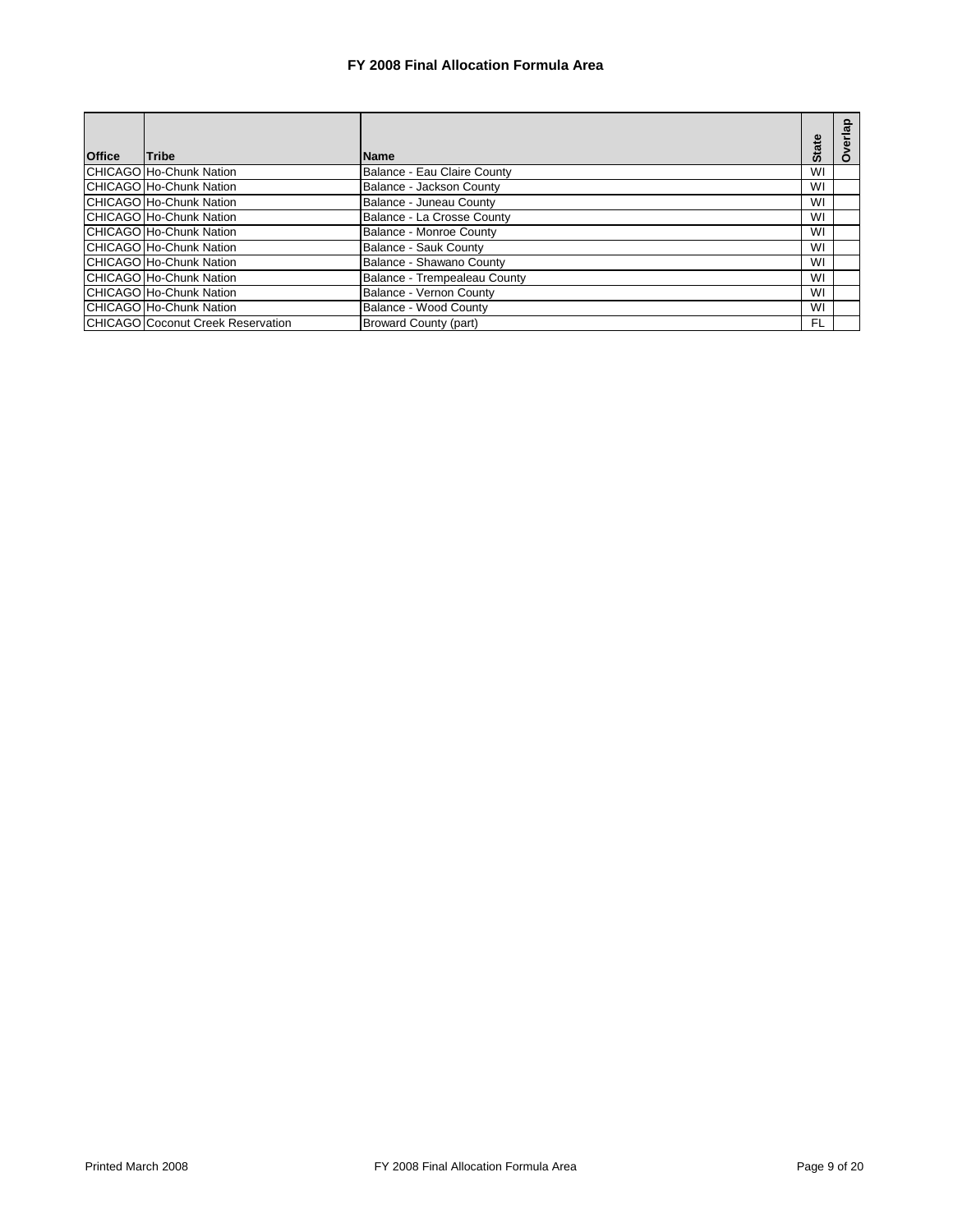# FY 2008 Final Allocation Formula Area

| Office | Tribe | Name | State | Overlap |
|---|---|---|---|---|
| CHICAGO | Ho-Chunk Nation | Balance - Eau Claire County | WI | |
| CHICAGO | Ho-Chunk Nation | Balance - Jackson County | WI | |
| CHICAGO | Ho-Chunk Nation | Balance - Juneau County | WI | |
| CHICAGO | Ho-Chunk Nation | Balance - La Crosse County | WI | |
| CHICAGO | Ho-Chunk Nation | Balance - Monroe County | WI | |
| CHICAGO | Ho-Chunk Nation | Balance - Sauk County | WI | |
| CHICAGO | Ho-Chunk Nation | Balance - Shawano County | WI | |
| CHICAGO | Ho-Chunk Nation | Balance - Trempealeau County | WI | |
| CHICAGO | Ho-Chunk Nation | Balance - Vernon County | WI | |
| CHICAGO | Ho-Chunk Nation | Balance - Wood County | WI | |
| CHICAGO | Coconut Creek Reservation | Broward County (part) | FL | |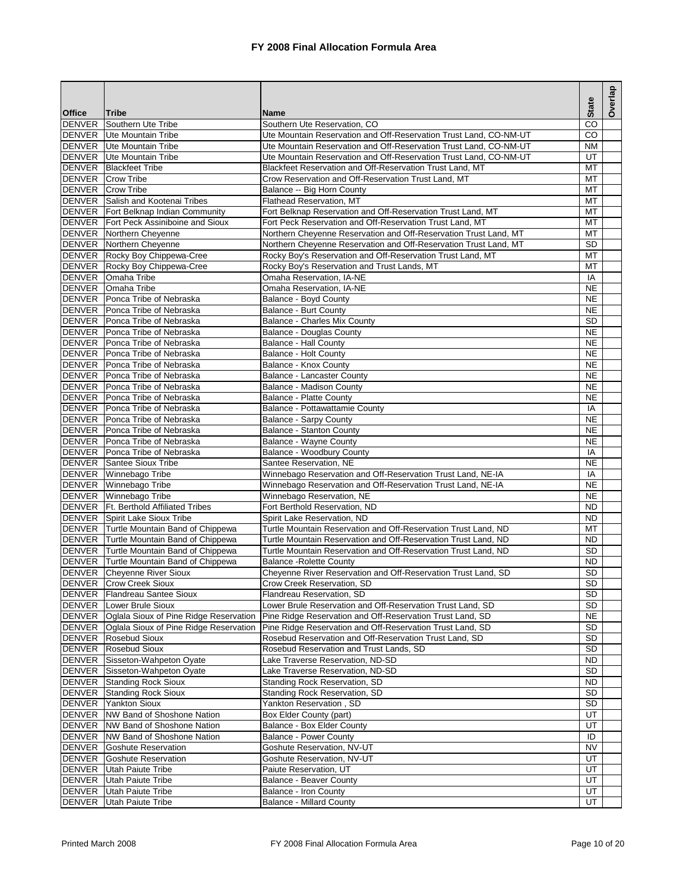# FY 2008 Final Allocation Formula Area

| Office | Tribe | Name | State | Overlap |
|---|---|---|---|---|
| DENVER | Southern Ute Tribe | Southern Ute Reservation, CO | CO | |
| DENVER | Ute Mountain Tribe | Ute Mountain Reservation and Off-Reservation Trust Land, CO-NM-UT | CO | |
| DENVER | Ute Mountain Tribe | Ute Mountain Reservation and Off-Reservation Trust Land, CO-NM-UT | NM | |
| DENVER | Ute Mountain Tribe | Ute Mountain Reservation and Off-Reservation Trust Land, CO-NM-UT | UT | |
| DENVER | Blackfeet Tribe | Blackfeet Reservation and Off-Reservation Trust Land, MT | MT | |
| DENVER | Crow Tribe | Crow Reservation and Off-Reservation Trust Land, MT | MT | |
| DENVER | Crow Tribe | Balance -- Big Horn County | MT | |
| DENVER | Salish and Kootenai Tribes | Flathead Reservation, MT | MT | |
| DENVER | Fort Belknap Indian Community | Fort Belknap Reservation and Off-Reservation Trust Land, MT | MT | |
| DENVER | Fort Peck Assiniboine and Sioux | Fort Peck Reservation and Off-Reservation Trust Land, MT | MT | |
| DENVER | Northern Cheyenne | Northern Cheyenne Reservation and Off-Reservation Trust Land, MT | MT | |
| DENVER | Northern Cheyenne | Northern Cheyenne Reservation and Off-Reservation Trust Land, MT | SD | |
| DENVER | Rocky Boy Chippewa-Cree | Rocky Boy's Reservation and Off-Reservation Trust Land, MT | MT | |
| DENVER | Rocky Boy Chippewa-Cree | Rocky Boy's Reservation and Trust Lands, MT | MT | |
| DENVER | Omaha Tribe | Omaha Reservation, IA-NE | IA | |
| DENVER | Omaha Tribe | Omaha Reservation, IA-NE | NE | |
| DENVER | Ponca Tribe of Nebraska | Balance - Boyd County | NE | |
| DENVER | Ponca Tribe of Nebraska | Balance - Burt County | NE | |
| DENVER | Ponca Tribe of Nebraska | Balance - Charles Mix County | SD | |
| DENVER | Ponca Tribe of Nebraska | Balance - Douglas County | NE | |
| DENVER | Ponca Tribe of Nebraska | Balance - Hall County | NE | |
| DENVER | Ponca Tribe of Nebraska | Balance - Holt County | NE | |
| DENVER | Ponca Tribe of Nebraska | Balance - Knox County | NE | |
| DENVER | Ponca Tribe of Nebraska | Balance - Lancaster County | NE | |
| DENVER | Ponca Tribe of Nebraska | Balance - Madison County | NE | |
| DENVER | Ponca Tribe of Nebraska | Balance - Platte County | NE | |
| DENVER | Ponca Tribe of Nebraska | Balance - Pottawattamie County | IA | |
| DENVER | Ponca Tribe of Nebraska | Balance - Sarpy County | NE | |
| DENVER | Ponca Tribe of Nebraska | Balance - Stanton County | NE | |
| DENVER | Ponca Tribe of Nebraska | Balance - Wayne County | NE | |
| DENVER | Ponca Tribe of Nebraska | Balance - Woodbury County | IA | |
| DENVER | Santee Sioux Tribe | Santee Reservation, NE | NE | |
| DENVER | Winnebago Tribe | Winnebago Reservation and Off-Reservation Trust Land, NE-IA | IA | |
| DENVER | Winnebago Tribe | Winnebago Reservation and Off-Reservation Trust Land, NE-IA | NE | |
| DENVER | Winnebago Tribe | Winnebago Reservation, NE | NE | |
| DENVER | Ft. Berthold Affiliated Tribes | Fort Berthold Reservation, ND | ND | |
| DENVER | Spirit Lake Sioux Tribe | Spirit Lake Reservation, ND | ND | |
| DENVER | Turtle Mountain Band of Chippewa | Turtle Mountain Reservation and Off-Reservation Trust Land, ND | MT | |
| DENVER | Turtle Mountain Band of Chippewa | Turtle Mountain Reservation and Off-Reservation Trust Land, ND | ND | |
| DENVER | Turtle Mountain Band of Chippewa | Turtle Mountain Reservation and Off-Reservation Trust Land, ND | SD | |
| DENVER | Turtle Mountain Band of Chippewa | Balance -Rolette County | ND | |
| DENVER | Cheyenne River Sioux | Cheyenne River Reservation and Off-Reservation Trust Land, SD | SD | |
| DENVER | Crow Creek Sioux | Crow Creek Reservation, SD | SD | |
| DENVER | Flandreau Santee Sioux | Flandreau Reservation, SD | SD | |
| DENVER | Lower Brule Sioux | Lower Brule Reservation and Off-Reservation Trust Land, SD | SD | |
| DENVER | Oglala Sioux of Pine Ridge Reservation | Pine Ridge Reservation and Off-Reservation Trust Land, SD | NE | |
| DENVER | Oglala Sioux of Pine Ridge Reservation | Pine Ridge Reservation and Off-Reservation Trust Land, SD | SD | |
| DENVER | Rosebud Sioux | Rosebud Reservation and Off-Reservation Trust Land, SD | SD | |
| DENVER | Rosebud Sioux | Rosebud Reservation and Trust Lands, SD | SD | |
| DENVER | Sisseton-Wahpeton Oyate | Lake Traverse Reservation, ND-SD | ND | |
| DENVER | Sisseton-Wahpeton Oyate | Lake Traverse Reservation, ND-SD | SD | |
| DENVER | Standing Rock Sioux | Standing Rock Reservation, SD | ND | |
| DENVER | Standing Rock Sioux | Standing Rock Reservation, SD | SD | |
| DENVER | Yankton Sioux | Yankton Reservation , SD | SD | |
| DENVER | NW Band of Shoshone Nation | Box Elder County (part) | UT | |
| DENVER | NW Band of Shoshone Nation | Balance - Box Elder County | UT | |
| DENVER | NW Band of Shoshone Nation | Balance - Power County | ID | |
| DENVER | Goshute Reservation | Goshute Reservation, NV-UT | NV | |
| DENVER | Goshute Reservation | Goshute Reservation, NV-UT | UT | |
| DENVER | Utah Paiute Tribe | Paiute Reservation, UT | UT | |
| DENVER | Utah Paiute Tribe | Balance - Beaver County | UT | |
| DENVER | Utah Paiute Tribe | Balance - Iron County | UT | |
| DENVER | Utah Paiute Tribe | Balance - Millard County | UT | |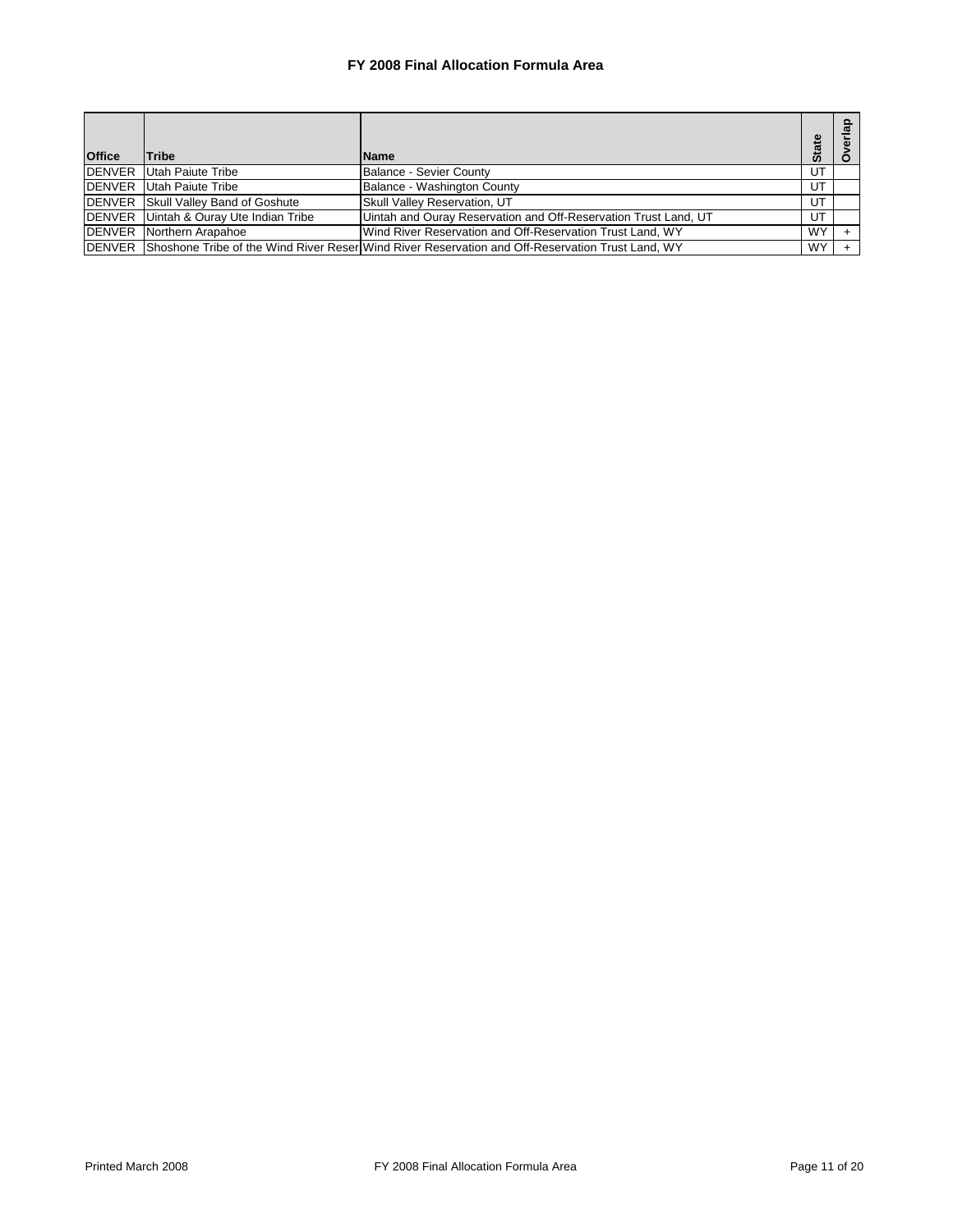# FY 2008 Final Allocation Formula Area

| Office | Tribe | Name | State | Overlap |
|---|---|---|---|---|
| DENVER | Utah Paiute Tribe | Balance - Sevier County | UT | |
| DENVER | Utah Paiute Tribe | Balance - Washington County | UT | |
| DENVER | Skull Valley Band of Goshute | Skull Valley Reservation, UT | UT | |
| DENVER | Uintah & Ouray Ute Indian Tribe | Uintah and Ouray Reservation and Off-Reservation Trust Land, UT | UT | |
| DENVER | Northern Arapahoe | Wind River Reservation and Off-Reservation Trust Land, WY | WY | + |
| DENVER | Shoshone Tribe of the Wind River Reser | Wind River Reservation and Off-Reservation Trust Land, WY | WY | + |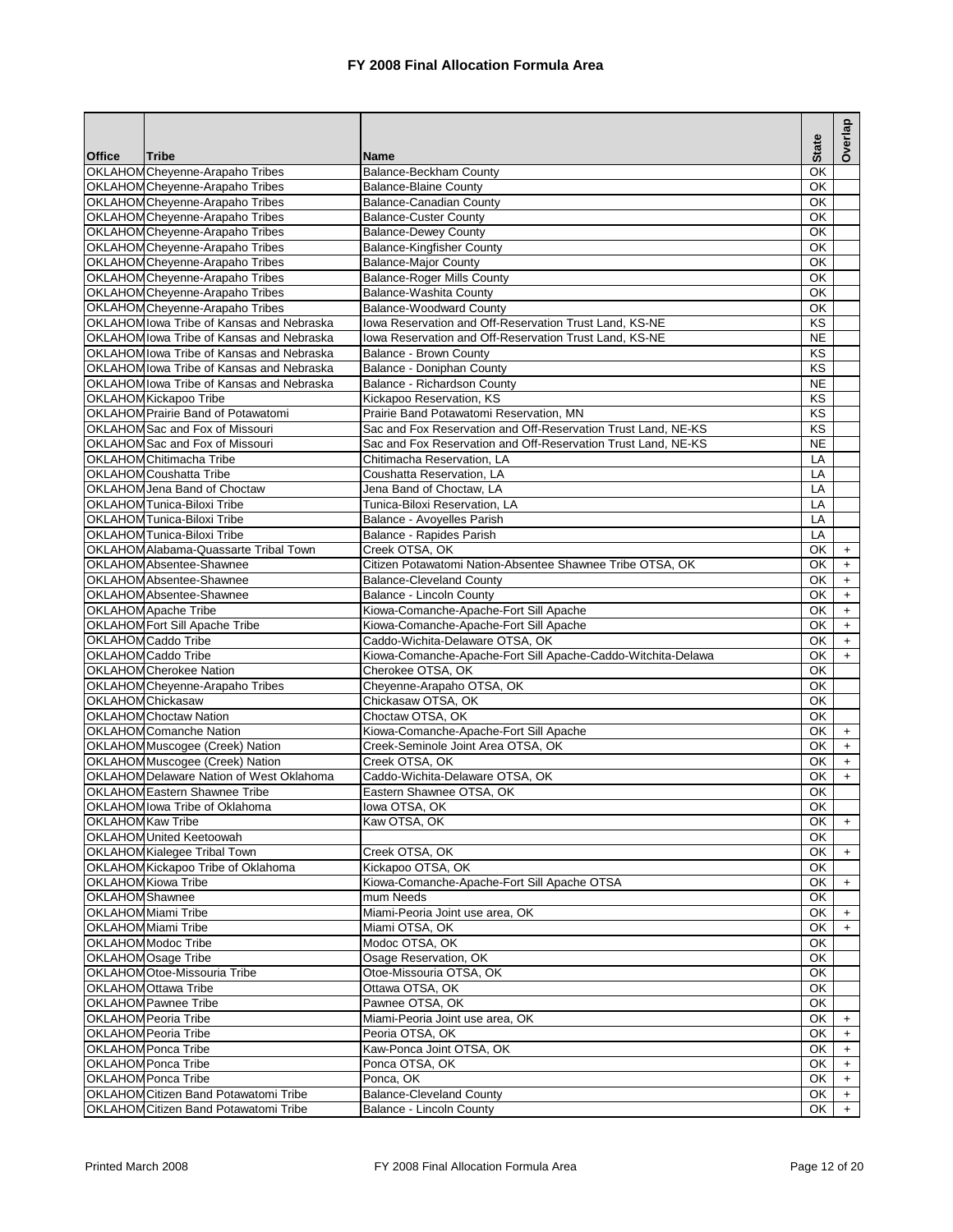# FY 2008 Final Allocation Formula Area

| Office | Tribe | Name | State | Overlap |
|---|---|---|---|---|
| OKLAHOM | Cheyenne-Arapaho Tribes | Balance-Beckham County | OK | |
| OKLAHOM | Cheyenne-Arapaho Tribes | Balance-Blaine County | OK | |
| OKLAHOM | Cheyenne-Arapaho Tribes | Balance-Canadian County | OK | |
| OKLAHOM | Cheyenne-Arapaho Tribes | Balance-Custer County | OK | |
| OKLAHOM | Cheyenne-Arapaho Tribes | Balance-Dewey County | OK | |
| OKLAHOM | Cheyenne-Arapaho Tribes | Balance-Kingfisher County | OK | |
| OKLAHOM | Cheyenne-Arapaho Tribes | Balance-Major County | OK | |
| OKLAHOM | Cheyenne-Arapaho Tribes | Balance-Roger Mills County | OK | |
| OKLAHOM | Cheyenne-Arapaho Tribes | Balance-Washita County | OK | |
| OKLAHOM | Cheyenne-Arapaho Tribes | Balance-Woodward County | OK | |
| OKLAHOM | Iowa Tribe of Kansas and Nebraska | Iowa Reservation and Off-Reservation Trust Land, KS-NE | KS | |
| OKLAHOM | Iowa Tribe of Kansas and Nebraska | Iowa Reservation and Off-Reservation Trust Land, KS-NE | NE | |
| OKLAHOM | Iowa Tribe of Kansas and Nebraska | Balance - Brown County | KS | |
| OKLAHOM | Iowa Tribe of Kansas and Nebraska | Balance - Doniphan County | KS | |
| OKLAHOM | Iowa Tribe of Kansas and Nebraska | Balance - Richardson County | NE | |
| OKLAHOM | Kickapoo Tribe | Kickapoo Reservation, KS | KS | |
| OKLAHOM | Prairie Band of Potawatomi | Prairie Band Potawatomi Reservation, MN | KS | |
| OKLAHOM | Sac and Fox of Missouri | Sac and Fox Reservation and Off-Reservation Trust Land, NE-KS | KS | |
| OKLAHOM | Sac and Fox of Missouri | Sac and Fox Reservation and Off-Reservation Trust Land, NE-KS | NE | |
| OKLAHOM | Chitimacha Tribe | Chitimacha Reservation, LA | LA | |
| OKLAHOM | Coushatta Tribe | Coushatta Reservation, LA | LA | |
| OKLAHOM | Jena Band of Choctaw | Jena Band of Choctaw, LA | LA | |
| OKLAHOM | Tunica-Biloxi Tribe | Tunica-Biloxi Reservation, LA | LA | |
| OKLAHOM | Tunica-Biloxi Tribe | Balance - Avoyelles Parish | LA | |
| OKLAHOM | Tunica-Biloxi Tribe | Balance - Rapides Parish | LA | |
| OKLAHOM | Alabama-Quassarte Tribal Town | Creek OTSA, OK | OK | + |
| OKLAHOM | Absentee-Shawnee | Citizen Potawatomi Nation-Absentee Shawnee Tribe OTSA, OK | OK | + |
| OKLAHOM | Absentee-Shawnee | Balance-Cleveland County | OK | + |
| OKLAHOM | Absentee-Shawnee | Balance - Lincoln County | OK | + |
| OKLAHOM | Apache Tribe | Kiowa-Comanche-Apache-Fort Sill Apache | OK | + |
| OKLAHOM | Fort Sill Apache Tribe | Kiowa-Comanche-Apache-Fort Sill Apache | OK | + |
| OKLAHOM | Caddo Tribe | Caddo-Wichita-Delaware OTSA, OK | OK | + |
| OKLAHOM | Caddo Tribe | Kiowa-Comanche-Apache-Fort Sill Apache-Caddo-Witchita-Delawa | OK | + |
| OKLAHOM | Cherokee Nation | Cherokee OTSA, OK | OK | |
| OKLAHOM | Cheyenne-Arapaho Tribes | Cheyenne-Arapaho OTSA, OK | OK | |
| OKLAHOM | Chickasaw | Chickasaw OTSA, OK | OK | |
| OKLAHOM | Choctaw Nation | Choctaw OTSA, OK | OK | |
| OKLAHOM | Comanche Nation | Kiowa-Comanche-Apache-Fort Sill Apache | OK | + |
| OKLAHOM | Muscogee (Creek) Nation | Creek-Seminole Joint Area OTSA, OK | OK | + |
| OKLAHOM | Muscogee (Creek) Nation | Creek OTSA, OK | OK | + |
| OKLAHOM | Delaware Nation of West Oklahoma | Caddo-Wichita-Delaware OTSA, OK | OK | + |
| OKLAHOM | Eastern Shawnee Tribe | Eastern Shawnee OTSA, OK | OK | |
| OKLAHOM | Iowa Tribe of Oklahoma | Iowa OTSA, OK | OK | |
| OKLAHOM | Kaw Tribe | Kaw OTSA, OK | OK | + |
| OKLAHOM | United Keetoowah | | OK | |
| OKLAHOM | Kialegee Tribal Town | Creek OTSA, OK | OK | + |
| OKLAHOM | Kickapoo Tribe of Oklahoma | Kickapoo OTSA, OK | OK | |
| OKLAHOM | Kiowa Tribe | Kiowa-Comanche-Apache-Fort Sill Apache OTSA | OK | + |
| OKLAHOM | Shawnee | mum Needs | OK | |
| OKLAHOM | Miami Tribe | Miami-Peoria Joint use area, OK | OK | + |
| OKLAHOM | Miami Tribe | Miami OTSA, OK | OK | + |
| OKLAHOM | Modoc Tribe | Modoc OTSA, OK | OK | |
| OKLAHOM | Osage Tribe | Osage Reservation, OK | OK | |
| OKLAHOM | Otoe-Missouria Tribe | Otoe-Missouria OTSA, OK | OK | |
| OKLAHOM | Ottawa Tribe | Ottawa OTSA, OK | OK | |
| OKLAHOM | Pawnee Tribe | Pawnee OTSA, OK | OK | |
| OKLAHOM | Peoria Tribe | Miami-Peoria Joint use area, OK | OK | + |
| OKLAHOM | Peoria Tribe | Peoria OTSA, OK | OK | + |
| OKLAHOM | Ponca Tribe | Kaw-Ponca Joint OTSA, OK | OK | + |
| OKLAHOM | Ponca Tribe | Ponca OTSA, OK | OK | + |
| OKLAHOM | Ponca Tribe | Ponca, OK | OK | + |
| OKLAHOM | Citizen Band Potawatomi Tribe | Balance-Cleveland County | OK | + |
| OKLAHOM | Citizen Band Potawatomi Tribe | Balance - Lincoln County | OK | + |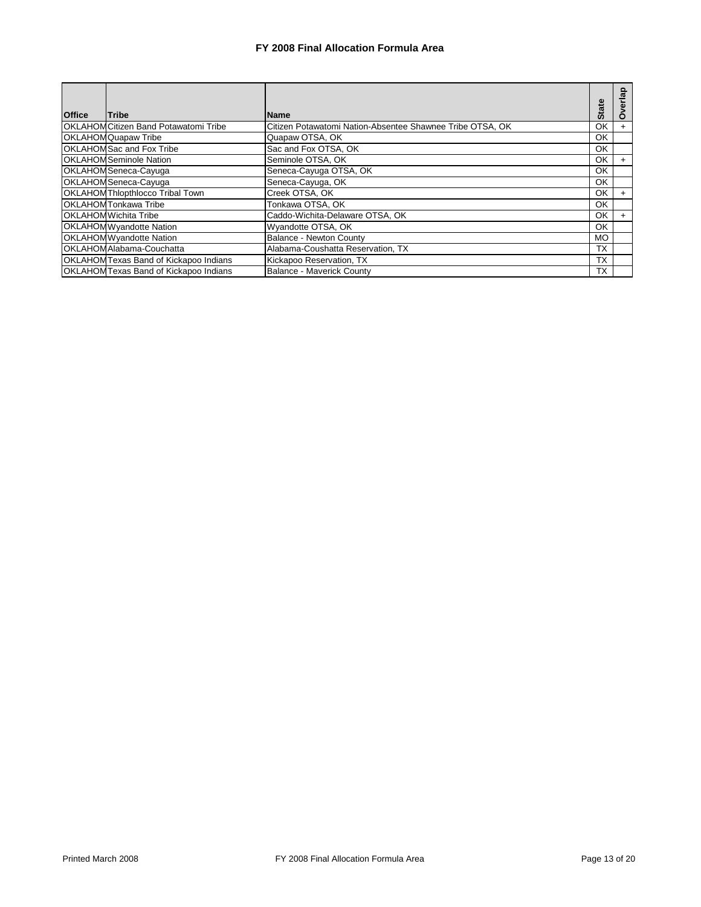# FY 2008 Final Allocation Formula Area

| Office | Tribe | Name | State | Overlap |
|---|---|---|---|---|
| OKLAHOM | Citizen Band Potawatomi Tribe | Citizen Potawatomi Nation-Absentee Shawnee Tribe OTSA, OK | OK | + |
| OKLAHOM | Quapaw Tribe | Quapaw OTSA, OK | OK | |
| OKLAHOM | Sac and Fox Tribe | Sac and Fox OTSA, OK | OK | |
| OKLAHOM | Seminole Nation | Seminole OTSA, OK | OK | + |
| OKLAHOM | Seneca-Cayuga | Seneca-Cayuga OTSA, OK | OK | |
| OKLAHOM | Seneca-Cayuga | Seneca-Cayuga, OK | OK | |
| OKLAHOM | Thlopthlocco Tribal Town | Creek OTSA, OK | OK | + |
| OKLAHOM | Tonkawa Tribe | Tonkawa OTSA, OK | OK | |
| OKLAHOM | Wichita Tribe | Caddo-Wichita-Delaware OTSA, OK | OK | + |
| OKLAHOM | Wyandotte Nation | Wyandotte OTSA, OK | OK | |
| OKLAHOM | Wyandotte Nation | Balance - Newton County | MO | |
| OKLAHOM | Alabama-Couchatta | Alabama-Coushatta Reservation, TX | TX | |
| OKLAHOM | Texas Band of Kickapoo Indians | Kickapoo Reservation, TX | TX | |
| OKLAHOM | Texas Band of Kickapoo Indians | Balance - Maverick County | TX | |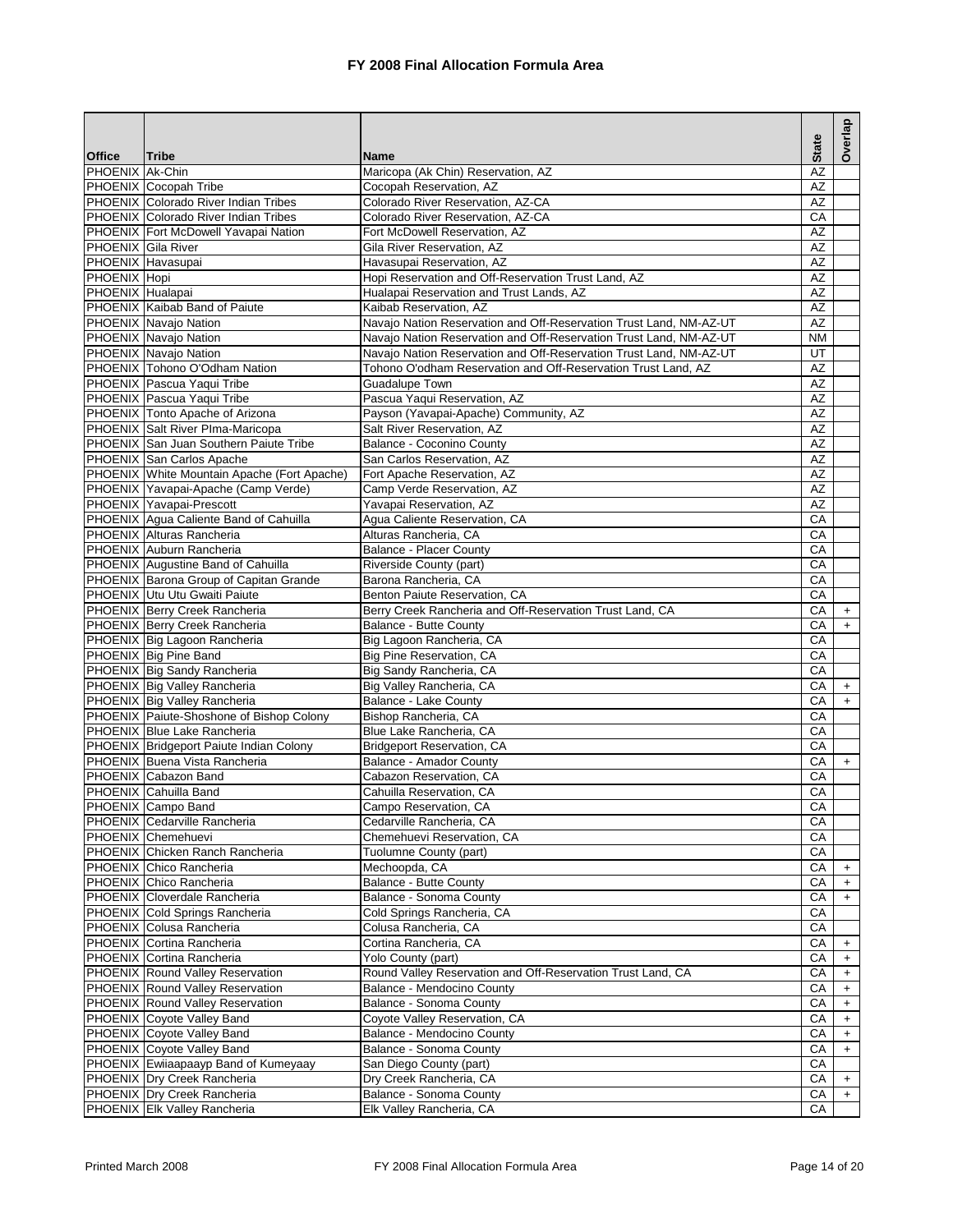# FY 2008 Final Allocation Formula Area

| Office | Tribe | Name | State | Overlap |
|---|---|---|---|---|
| PHOENIX | Ak-Chin | Maricopa (Ak Chin) Reservation, AZ | AZ | |
| PHOENIX | Cocopah Tribe | Cocopah Reservation, AZ | AZ | |
| PHOENIX | Colorado River Indian Tribes | Colorado River Reservation, AZ-CA | AZ | |
| PHOENIX | Colorado River Indian Tribes | Colorado River Reservation, AZ-CA | CA | |
| PHOENIX | Fort McDowell Yavapai Nation | Fort McDowell Reservation, AZ | AZ | |
| PHOENIX | Gila River | Gila River Reservation, AZ | AZ | |
| PHOENIX | Havasupai | Havasupai Reservation, AZ | AZ | |
| PHOENIX | Hopi | Hopi Reservation and Off-Reservation Trust Land, AZ | AZ | |
| PHOENIX | Hualapai | Hualapai Reservation and Trust Lands, AZ | AZ | |
| PHOENIX | Kaibab Band of Paiute | Kaibab Reservation, AZ | AZ | |
| PHOENIX | Navajo Nation | Navajo Nation Reservation and Off-Reservation Trust Land, NM-AZ-UT | AZ | |
| PHOENIX | Navajo Nation | Navajo Nation Reservation and Off-Reservation Trust Land, NM-AZ-UT | NM | |
| PHOENIX | Navajo Nation | Navajo Nation Reservation and Off-Reservation Trust Land, NM-AZ-UT | UT | |
| PHOENIX | Tohono O'Odham Nation | Tohono O'odham Reservation and Off-Reservation Trust Land, AZ | AZ | |
| PHOENIX | Pascua Yaqui Tribe | Guadalupe Town | AZ | |
| PHOENIX | Pascua Yaqui Tribe | Pascua Yaqui Reservation, AZ | AZ | |
| PHOENIX | Tonto Apache of Arizona | Payson (Yavapai-Apache) Community, AZ | AZ | |
| PHOENIX | Salt River PIma-Maricopa | Salt River Reservation, AZ | AZ | |
| PHOENIX | San Juan Southern Paiute Tribe | Balance - Coconino County | AZ | |
| PHOENIX | San Carlos Apache | San Carlos Reservation, AZ | AZ | |
| PHOENIX | White Mountain Apache (Fort Apache) | Fort Apache Reservation, AZ | AZ | |
| PHOENIX | Yavapai-Apache (Camp Verde) | Camp Verde Reservation, AZ | AZ | |
| PHOENIX | Yavapai-Prescott | Yavapai Reservation, AZ | AZ | |
| PHOENIX | Agua Caliente Band of Cahuilla | Agua Caliente Reservation, CA | CA | |
| PHOENIX | Alturas Rancheria | Alturas Rancheria, CA | CA | |
| PHOENIX | Auburn Rancheria | Balance - Placer County | CA | |
| PHOENIX | Augustine Band of Cahuilla | Riverside County (part) | CA | |
| PHOENIX | Barona Group of Capitan Grande | Barona Rancheria, CA | CA | |
| PHOENIX | Utu Utu Gwaiti Paiute | Benton Paiute Reservation, CA | CA | |
| PHOENIX | Berry Creek Rancheria | Berry Creek Rancheria and Off-Reservation Trust Land, CA | CA | + |
| PHOENIX | Berry Creek Rancheria | Balance - Butte County | CA | + |
| PHOENIX | Big Lagoon Rancheria | Big Lagoon Rancheria, CA | CA | |
| PHOENIX | Big Pine Band | Big Pine Reservation, CA | CA | |
| PHOENIX | Big Sandy Rancheria | Big Sandy Rancheria, CA | CA | |
| PHOENIX | Big Valley Rancheria | Big Valley Rancheria, CA | CA | + |
| PHOENIX | Big Valley Rancheria | Balance - Lake County | CA | + |
| PHOENIX | Paiute-Shoshone of Bishop Colony | Bishop Rancheria, CA | CA | |
| PHOENIX | Blue Lake Rancheria | Blue Lake Rancheria, CA | CA | |
| PHOENIX | Bridgeport Paiute Indian Colony | Bridgeport Reservation, CA | CA | |
| PHOENIX | Buena Vista Rancheria | Balance - Amador County | CA | + |
| PHOENIX | Cabazon Band | Cabazon Reservation, CA | CA | |
| PHOENIX | Cahuilla Band | Cahuilla Reservation, CA | CA | |
| PHOENIX | Campo Band | Campo Reservation, CA | CA | |
| PHOENIX | Cedarville Rancheria | Cedarville Rancheria, CA | CA | |
| PHOENIX | Chemehuevi | Chemehuevi Reservation, CA | CA | |
| PHOENIX | Chicken Ranch Rancheria | Tuolumne County (part) | CA | |
| PHOENIX | Chico Rancheria | Mechoopda, CA | CA | + |
| PHOENIX | Chico Rancheria | Balance - Butte County | CA | + |
| PHOENIX | Cloverdale Rancheria | Balance - Sonoma County | CA | + |
| PHOENIX | Cold Springs Rancheria | Cold Springs Rancheria, CA | CA | |
| PHOENIX | Colusa Rancheria | Colusa Rancheria, CA | CA | |
| PHOENIX | Cortina Rancheria | Cortina Rancheria, CA | CA | + |
| PHOENIX | Cortina Rancheria | Yolo County (part) | CA | + |
| PHOENIX | Round Valley Reservation | Round Valley Reservation and Off-Reservation Trust Land, CA | CA | + |
| PHOENIX | Round Valley Reservation | Balance - Mendocino County | CA | + |
| PHOENIX | Round Valley Reservation | Balance - Sonoma County | CA | + |
| PHOENIX | Coyote Valley Band | Coyote Valley Reservation, CA | CA | + |
| PHOENIX | Coyote Valley Band | Balance - Mendocino County | CA | + |
| PHOENIX | Coyote Valley Band | Balance - Sonoma County | CA | + |
| PHOENIX | Ewiiaapaayp Band of Kumeyaay | San Diego County (part) | CA | |
| PHOENIX | Dry Creek Rancheria | Dry Creek Rancheria, CA | CA | + |
| PHOENIX | Dry Creek Rancheria | Balance - Sonoma County | CA | + |
| PHOENIX | Elk Valley Rancheria | Elk Valley Rancheria, CA | CA | |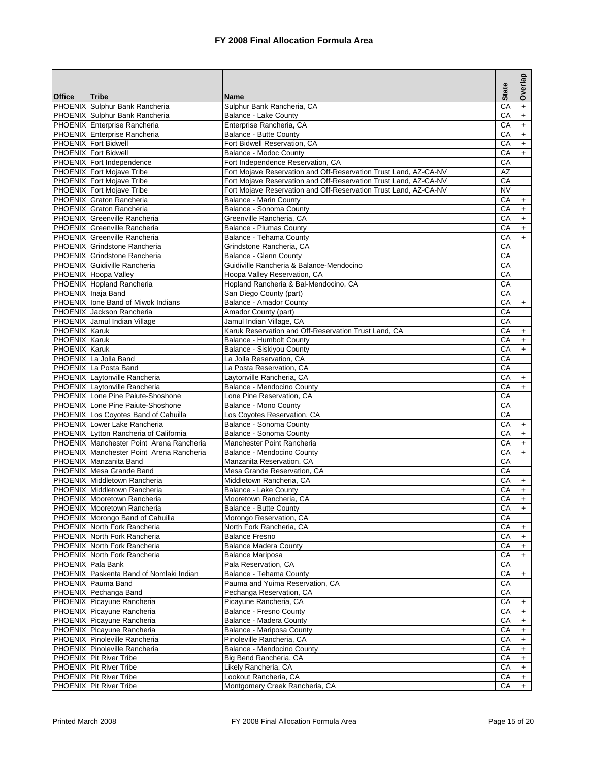# FY 2008 Final Allocation Formula Area

| Office | Tribe | Name | State | Overlap |
|---|---|---|---|---|
| PHOENIX | Sulphur Bank Rancheria | Sulphur Bank Rancheria, CA | CA | + |
| PHOENIX | Sulphur Bank Rancheria | Balance - Lake County | CA | + |
| PHOENIX | Enterprise Rancheria | Enterprise Rancheria, CA | CA | + |
| PHOENIX | Enterprise Rancheria | Balance - Butte County | CA | + |
| PHOENIX | Fort Bidwell | Fort Bidwell Reservation, CA | CA | + |
| PHOENIX | Fort Bidwell | Balance - Modoc County | CA | + |
| PHOENIX | Fort Independence | Fort Independence Reservation, CA | CA | |
| PHOENIX | Fort Mojave Tribe | Fort Mojave Reservation and Off-Reservation Trust Land, AZ-CA-NV | AZ | |
| PHOENIX | Fort Mojave Tribe | Fort Mojave Reservation and Off-Reservation Trust Land, AZ-CA-NV | CA | |
| PHOENIX | Fort Mojave Tribe | Fort Mojave Reservation and Off-Reservation Trust Land, AZ-CA-NV | NV | |
| PHOENIX | Graton Rancheria | Balance - Marin County | CA | + |
| PHOENIX | Graton Rancheria | Balance - Sonoma County | CA | + |
| PHOENIX | Greenville Rancheria | Greenville Rancheria, CA | CA | + |
| PHOENIX | Greenville Rancheria | Balance - Plumas County | CA | + |
| PHOENIX | Greenville Rancheria | Balance - Tehama County | CA | + |
| PHOENIX | Grindstone Rancheria | Grindstone Rancheria, CA | CA | |
| PHOENIX | Grindstone Rancheria | Balance - Glenn County | CA | |
| PHOENIX | Guidiville Rancheria | Guidiville Rancheria & Balance-Mendocino | CA | |
| PHOENIX | Hoopa Valley | Hoopa Valley Reservation, CA | CA | |
| PHOENIX | Hopland Rancheria | Hopland Rancheria & Bal-Mendocino, CA | CA | |
| PHOENIX | Inaja Band | San Diego County (part) | CA | |
| PHOENIX | Ione Band of Miwok Indians | Balance - Amador County | CA | + |
| PHOENIX | Jackson Rancheria | Amador County (part) | CA | |
| PHOENIX | Jamul Indian Village | Jamul Indian Village, CA | CA | |
| PHOENIX | Karuk | Karuk Reservation and Off-Reservation Trust Land, CA | CA | + |
| PHOENIX | Karuk | Balance - Humbolt County | CA | + |
| PHOENIX | Karuk | Balance - Siskiyou County | CA | + |
| PHOENIX | La Jolla Band | La Jolla Reservation, CA | CA | |
| PHOENIX | La Posta Band | La Posta Reservation, CA | CA | |
| PHOENIX | Laytonville Rancheria | Laytonville Rancheria, CA | CA | + |
| PHOENIX | Laytonville Rancheria | Balance - Mendocino County | CA | + |
| PHOENIX | Lone Pine Paiute-Shoshone | Lone Pine Reservation, CA | CA | |
| PHOENIX | Lone Pine Paiute-Shoshone | Balance - Mono County | CA | |
| PHOENIX | Los Coyotes Band of Cahuilla | Los Coyotes Reservation, CA | CA | |
| PHOENIX | Lower Lake Rancheria | Balance - Sonoma County | CA | + |
| PHOENIX | Lytton Rancheria of California | Balance - Sonoma County | CA | + |
| PHOENIX | Manchester Point Arena Rancheria | Manchester Point Rancheria | CA | + |
| PHOENIX | Manchester Point Arena Rancheria | Balance - Mendocino County | CA | + |
| PHOENIX | Manzanita Band | Manzanita Reservation, CA | CA | |
| PHOENIX | Mesa Grande Band | Mesa Grande Reservation, CA | CA | |
| PHOENIX | Middletown Rancheria | Middletown Rancheria, CA | CA | + |
| PHOENIX | Middletown Rancheria | Balance - Lake County | CA | + |
| PHOENIX | Mooretown Rancheria | Mooretown Rancheria, CA | CA | + |
| PHOENIX | Mooretown Rancheria | Balance - Butte County | CA | + |
| PHOENIX | Morongo Band of Cahuilla | Morongo Reservation, CA | CA | |
| PHOENIX | North Fork Rancheria | North Fork Rancheria, CA | CA | + |
| PHOENIX | North Fork Rancheria | Balance Fresno | CA | + |
| PHOENIX | North Fork Rancheria | Balance Madera County | CA | + |
| PHOENIX | North Fork Rancheria | Balance Mariposa | CA | + |
| PHOENIX | Pala Bank | Pala Reservation, CA | CA | |
| PHOENIX | Paskenta Band of Nomlaki Indian | Balance - Tehama County | CA | + |
| PHOENIX | Pauma Band | Pauma and Yuima Reservation, CA | CA | |
| PHOENIX | Pechanga Band | Pechanga Reservation, CA | CA | |
| PHOENIX | Picayune Rancheria | Picayune Rancheria, CA | CA | + |
| PHOENIX | Picayune Rancheria | Balance - Fresno County | CA | + |
| PHOENIX | Picayune Rancheria | Balance - Madera County | CA | + |
| PHOENIX | Picayune Rancheria | Balance - Mariposa County | CA | + |
| PHOENIX | Pinoleville Rancheria | Pinoleville Rancheria, CA | CA | + |
| PHOENIX | Pinoleville Rancheria | Balance - Mendocino County | CA | + |
| PHOENIX | Pit River Tribe | Big Bend Rancheria, CA | CA | + |
| PHOENIX | Pit River Tribe | Likely Rancheria, CA | CA | + |
| PHOENIX | Pit River Tribe | Lookout Rancheria, CA | CA | + |
| PHOENIX | Pit River Tribe | Montgomery Creek Rancheria, CA | CA | + |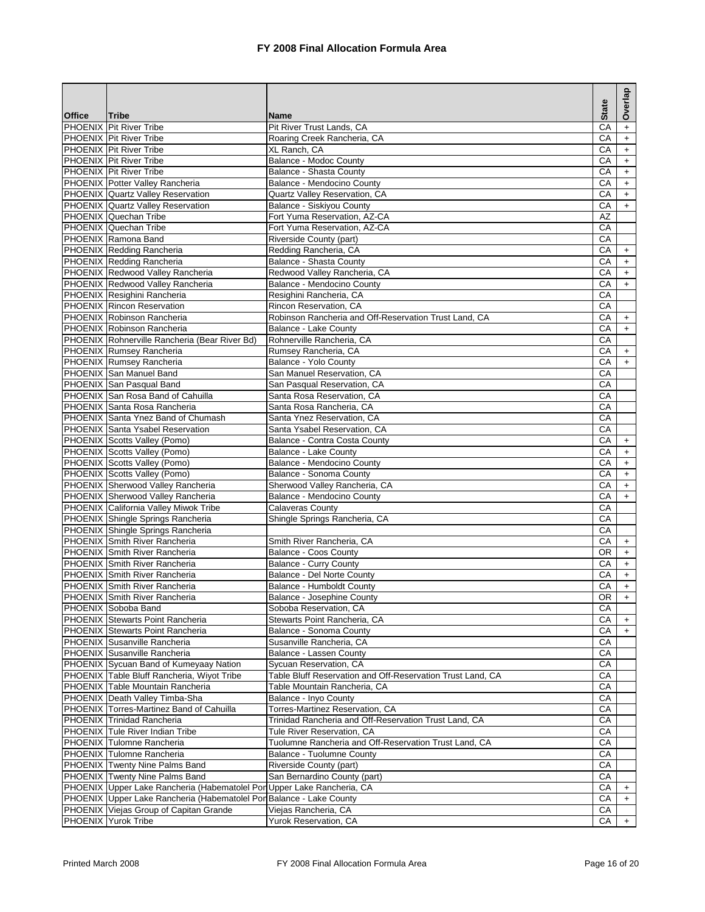# FY 2008 Final Allocation Formula Area

| Office | Tribe | Name | State | Overlap |
|---|---|---|---|---|
| PHOENIX | Pit River Tribe | Pit River Trust Lands, CA | CA | + |
| PHOENIX | Pit River Tribe | Roaring Creek Rancheria, CA | CA | + |
| PHOENIX | Pit River Tribe | XL Ranch, CA | CA | + |
| PHOENIX | Pit River Tribe | Balance - Modoc County | CA | + |
| PHOENIX | Pit River Tribe | Balance - Shasta County | CA | + |
| PHOENIX | Potter Valley Rancheria | Balance - Mendocino County | CA | + |
| PHOENIX | Quartz Valley Reservation | Quartz Valley Reservation, CA | CA | + |
| PHOENIX | Quartz Valley Reservation | Balance - Siskiyou County | CA | + |
| PHOENIX | Quechan Tribe | Fort Yuma Reservation, AZ-CA | AZ | |
| PHOENIX | Quechan Tribe | Fort Yuma Reservation, AZ-CA | CA | |
| PHOENIX | Ramona Band | Riverside County (part) | CA | |
| PHOENIX | Redding Rancheria | Redding Rancheria, CA | CA | + |
| PHOENIX | Redding Rancheria | Balance - Shasta County | CA | + |
| PHOENIX | Redwood Valley Rancheria | Redwood Valley Rancheria, CA | CA | + |
| PHOENIX | Redwood Valley Rancheria | Balance - Mendocino County | CA | + |
| PHOENIX | Resighini Rancheria | Resighini Rancheria, CA | CA | |
| PHOENIX | Rincon Reservation | Rincon Reservation, CA | CA | |
| PHOENIX | Robinson Rancheria | Robinson Rancheria and Off-Reservation Trust Land, CA | CA | + |
| PHOENIX | Robinson Rancheria | Balance - Lake County | CA | + |
| PHOENIX | Rohnerville Rancheria (Bear River Bd) | Rohnerville Rancheria, CA | CA | |
| PHOENIX | Rumsey Rancheria | Rumsey Rancheria, CA | CA | + |
| PHOENIX | Rumsey Rancheria | Balance - Yolo County | CA | + |
| PHOENIX | San Manuel Band | San Manuel Reservation, CA | CA | |
| PHOENIX | San Pasqual Band | San Pasqual Reservation, CA | CA | |
| PHOENIX | San Rosa Band of Cahuilla | Santa Rosa Reservation, CA | CA | |
| PHOENIX | Santa Rosa Rancheria | Santa Rosa Rancheria, CA | CA | |
| PHOENIX | Santa Ynez Band of Chumash | Santa Ynez Reservation, CA | CA | |
| PHOENIX | Santa Ysabel Reservation | Santa Ysabel Reservation, CA | CA | |
| PHOENIX | Scotts Valley (Pomo) | Balance - Contra Costa County | CA | + |
| PHOENIX | Scotts Valley (Pomo) | Balance - Lake County | CA | + |
| PHOENIX | Scotts Valley (Pomo) | Balance - Mendocino County | CA | + |
| PHOENIX | Scotts Valley (Pomo) | Balance - Sonoma County | CA | + |
| PHOENIX | Sherwood Valley Rancheria | Sherwood Valley Rancheria, CA | CA | + |
| PHOENIX | Sherwood Valley Rancheria | Balance - Mendocino County | CA | + |
| PHOENIX | California Valley Miwok Tribe | Calaveras County | CA | |
| PHOENIX | Shingle Springs Rancheria | Shingle Springs Rancheria, CA | CA | |
| PHOENIX | Shingle Springs Rancheria | | CA | |
| PHOENIX | Smith River Rancheria | Smith River Rancheria, CA | CA | + |
| PHOENIX | Smith River Rancheria | Balance - Coos County | OR | + |
| PHOENIX | Smith River Rancheria | Balance - Curry County | CA | + |
| PHOENIX | Smith River Rancheria | Balance - Del Norte County | CA | + |
| PHOENIX | Smith River Rancheria | Balance - Humboldt County | CA | + |
| PHOENIX | Smith River Rancheria | Balance - Josephine County | OR | + |
| PHOENIX | Soboba Band | Soboba Reservation, CA | CA | |
| PHOENIX | Stewarts Point Rancheria | Stewarts Point Rancheria, CA | CA | + |
| PHOENIX | Stewarts Point Rancheria | Balance - Sonoma County | CA | + |
| PHOENIX | Susanville Rancheria | Susanville Rancheria, CA | CA | |
| PHOENIX | Susanville Rancheria | Balance - Lassen County | CA | |
| PHOENIX | Sycuan Band of Kumeyaay Nation | Sycuan Reservation, CA | CA | |
| PHOENIX | Table Bluff Rancheria, Wiyot Tribe | Table Bluff Reservation and Off-Reservation Trust Land, CA | CA | |
| PHOENIX | Table Mountain Rancheria | Table Mountain Rancheria, CA | CA | |
| PHOENIX | Death Valley Timba-Sha | Balance - Inyo County | CA | |
| PHOENIX | Torres-Martinez Band of Cahuilla | Torres-Martinez Reservation, CA | CA | |
| PHOENIX | Trinidad Rancheria | Trinidad Rancheria and Off-Reservation Trust Land, CA | CA | |
| PHOENIX | Tule River Indian Tribe | Tule River Reservation, CA | CA | |
| PHOENIX | Tulomne Rancheria | Tuolumne Rancheria and Off-Reservation Trust Land, CA | CA | |
| PHOENIX | Tulomne Rancheria | Balance - Tuolumne County | CA | |
| PHOENIX | Twenty Nine Palms Band | Riverside County (part) | CA | |
| PHOENIX | Twenty Nine Palms Band | San Bernardino County (part) | CA | |
| PHOENIX | Upper Lake Rancheria (Habematolel Pon | Upper Lake Rancheria, CA | CA | + |
| PHOENIX | Upper Lake Rancheria (Habematolel Pon | Balance - Lake County | CA | + |
| PHOENIX | Viejas Group of Capitan Grande | Viejas Rancheria, CA | CA | |
| PHOENIX | Yurok Tribe | Yurok Reservation, CA | CA | + |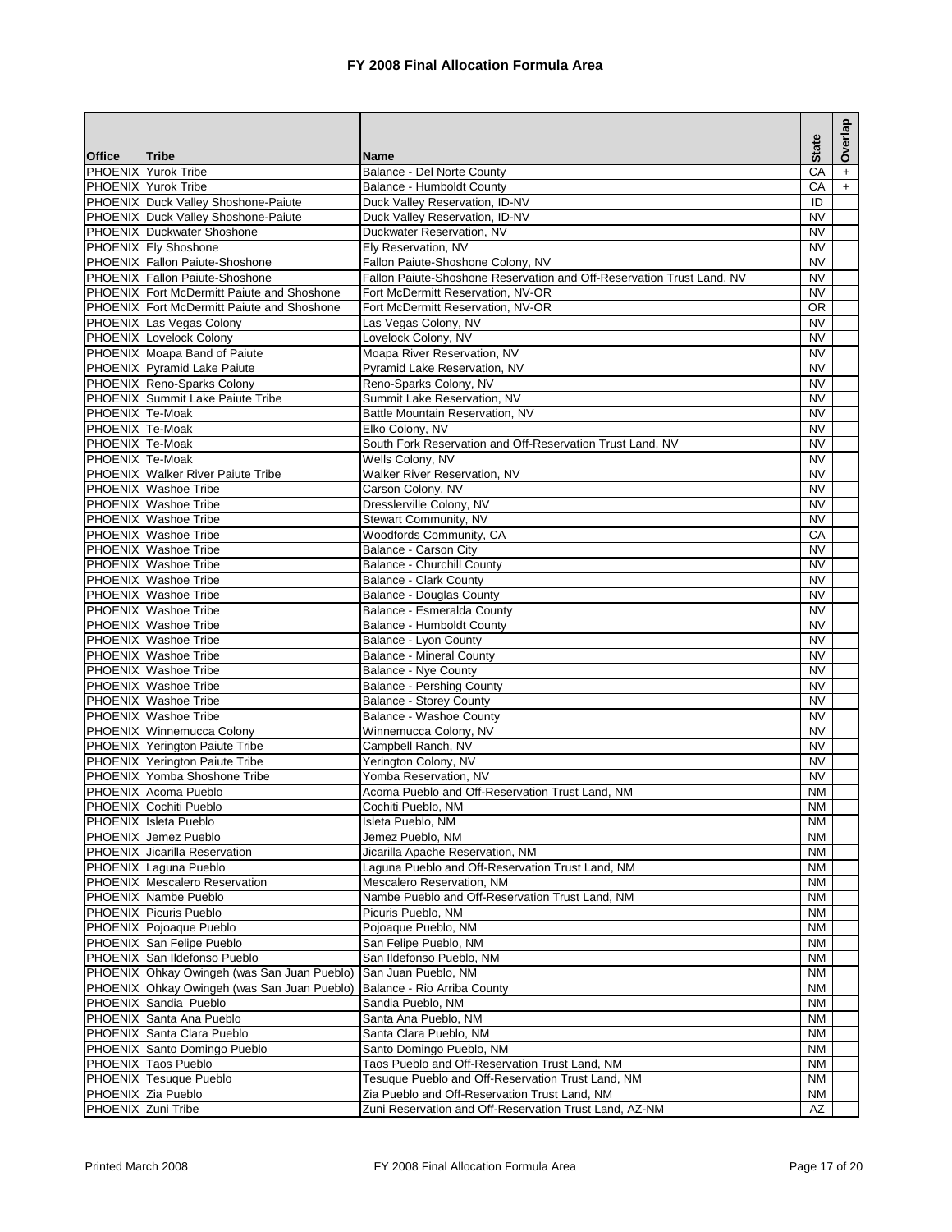# FY 2008 Final Allocation Formula Area

| Office | Tribe | Name | State | Overlap |
|---|---|---|---|---|
| PHOENIX | Yurok Tribe | Balance - Del Norte County | CA | + |
| PHOENIX | Yurok Tribe | Balance - Humboldt County | CA | + |
| PHOENIX | Duck Valley Shoshone-Paiute | Duck Valley Reservation, ID-NV | ID | |
| PHOENIX | Duck Valley Shoshone-Paiute | Duck Valley Reservation, ID-NV | NV | |
| PHOENIX | Duckwater Shoshone | Duckwater Reservation, NV | NV | |
| PHOENIX | Ely Shoshone | Ely Reservation, NV | NV | |
| PHOENIX | Fallon Paiute-Shoshone | Fallon Paiute-Shoshone Colony, NV | NV | |
| PHOENIX | Fallon Paiute-Shoshone | Fallon Paiute-Shoshone Reservation and Off-Reservation Trust Land, NV | NV | |
| PHOENIX | Fort McDermitt Paiute and Shoshone | Fort McDermitt Reservation, NV-OR | NV | |
| PHOENIX | Fort McDermitt Paiute and Shoshone | Fort McDermitt Reservation, NV-OR | OR | |
| PHOENIX | Las Vegas Colony | Las Vegas Colony, NV | NV | |
| PHOENIX | Lovelock Colony | Lovelock Colony, NV | NV | |
| PHOENIX | Moapa Band of Paiute | Moapa River Reservation, NV | NV | |
| PHOENIX | Pyramid Lake Paiute | Pyramid Lake Reservation, NV | NV | |
| PHOENIX | Reno-Sparks Colony | Reno-Sparks Colony, NV | NV | |
| PHOENIX | Summit Lake Paiute Tribe | Summit Lake Reservation, NV | NV | |
| PHOENIX | Te-Moak | Battle Mountain Reservation, NV | NV | |
| PHOENIX | Te-Moak | Elko Colony, NV | NV | |
| PHOENIX | Te-Moak | South Fork Reservation and Off-Reservation Trust Land, NV | NV | |
| PHOENIX | Te-Moak | Wells Colony, NV | NV | |
| PHOENIX | Walker River Paiute Tribe | Walker River Reservation, NV | NV | |
| PHOENIX | Washoe Tribe | Carson Colony, NV | NV | |
| PHOENIX | Washoe Tribe | Dresslerville Colony, NV | NV | |
| PHOENIX | Washoe Tribe | Stewart Community, NV | NV | |
| PHOENIX | Washoe Tribe | Woodfords Community, CA | CA | |
| PHOENIX | Washoe Tribe | Balance - Carson City | NV | |
| PHOENIX | Washoe Tribe | Balance - Churchill County | NV | |
| PHOENIX | Washoe Tribe | Balance - Clark County | NV | |
| PHOENIX | Washoe Tribe | Balance - Douglas County | NV | |
| PHOENIX | Washoe Tribe | Balance - Esmeralda County | NV | |
| PHOENIX | Washoe Tribe | Balance - Humboldt County | NV | |
| PHOENIX | Washoe Tribe | Balance - Lyon County | NV | |
| PHOENIX | Washoe Tribe | Balance - Mineral County | NV | |
| PHOENIX | Washoe Tribe | Balance - Nye County | NV | |
| PHOENIX | Washoe Tribe | Balance - Pershing County | NV | |
| PHOENIX | Washoe Tribe | Balance - Storey County | NV | |
| PHOENIX | Washoe Tribe | Balance - Washoe County | NV | |
| PHOENIX | Winnemucca Colony | Winnemucca Colony, NV | NV | |
| PHOENIX | Yerington Paiute Tribe | Campbell Ranch, NV | NV | |
| PHOENIX | Yerington Paiute Tribe | Yerington Colony, NV | NV | |
| PHOENIX | Yomba Shoshone Tribe | Yomba Reservation, NV | NV | |
| PHOENIX | Acoma Pueblo | Acoma Pueblo and Off-Reservation Trust Land, NM | NM | |
| PHOENIX | Cochiti Pueblo | Cochiti Pueblo, NM | NM | |
| PHOENIX | Isleta Pueblo | Isleta Pueblo, NM | NM | |
| PHOENIX | Jemez Pueblo | Jemez Pueblo, NM | NM | |
| PHOENIX | Jicarilla Reservation | Jicarilla Apache Reservation, NM | NM | |
| PHOENIX | Laguna Pueblo | Laguna Pueblo and Off-Reservation Trust Land, NM | NM | |
| PHOENIX | Mescalero Reservation | Mescalero Reservation, NM | NM | |
| PHOENIX | Nambe Pueblo | Nambe Pueblo and Off-Reservation Trust Land, NM | NM | |
| PHOENIX | Picuris Pueblo | Picuris Pueblo, NM | NM | |
| PHOENIX | Pojoaque Pueblo | Pojoaque Pueblo, NM | NM | |
| PHOENIX | San Felipe Pueblo | San Felipe Pueblo, NM | NM | |
| PHOENIX | San Ildefonso Pueblo | San Ildefonso Pueblo, NM | NM | |
| PHOENIX | Ohkay Owingeh (was San Juan Pueblo) | San Juan Pueblo, NM | NM | |
| PHOENIX | Ohkay Owingeh (was San Juan Pueblo) | Balance - Rio Arriba County | NM | |
| PHOENIX | Sandia Pueblo | Sandia Pueblo, NM | NM | |
| PHOENIX | Santa Ana Pueblo | Santa Ana Pueblo, NM | NM | |
| PHOENIX | Santa Clara Pueblo | Santa Clara Pueblo, NM | NM | |
| PHOENIX | Santo Domingo Pueblo | Santo Domingo Pueblo, NM | NM | |
| PHOENIX | Taos Pueblo | Taos Pueblo and Off-Reservation Trust Land, NM | NM | |
| PHOENIX | Tesuque Pueblo | Tesuque Pueblo and Off-Reservation Trust Land, NM | NM | |
| PHOENIX | Zia Pueblo | Zia Pueblo and Off-Reservation Trust Land, NM | NM | |
| PHOENIX | Zuni Tribe | Zuni Reservation and Off-Reservation Trust Land, AZ-NM | AZ | |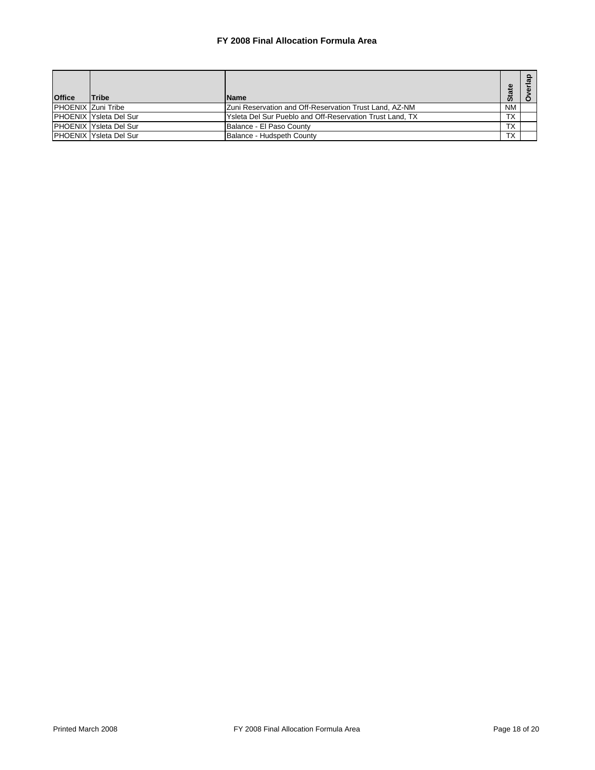# FY 2008 Final Allocation Formula Area

| Office | Tribe | Name | State | Overlap |
|---|---|---|---|---|
| PHOENIX | Zuni Tribe | Zuni Reservation and Off-Reservation Trust Land, AZ-NM | NM | |
| PHOENIX | Ysleta Del Sur | Ysleta Del Sur Pueblo and Off-Reservation Trust Land, TX | TX | |
| PHOENIX | Ysleta Del Sur | Balance - El Paso County | TX | |
| PHOENIX | Ysleta Del Sur | Balance - Hudspeth County | TX | |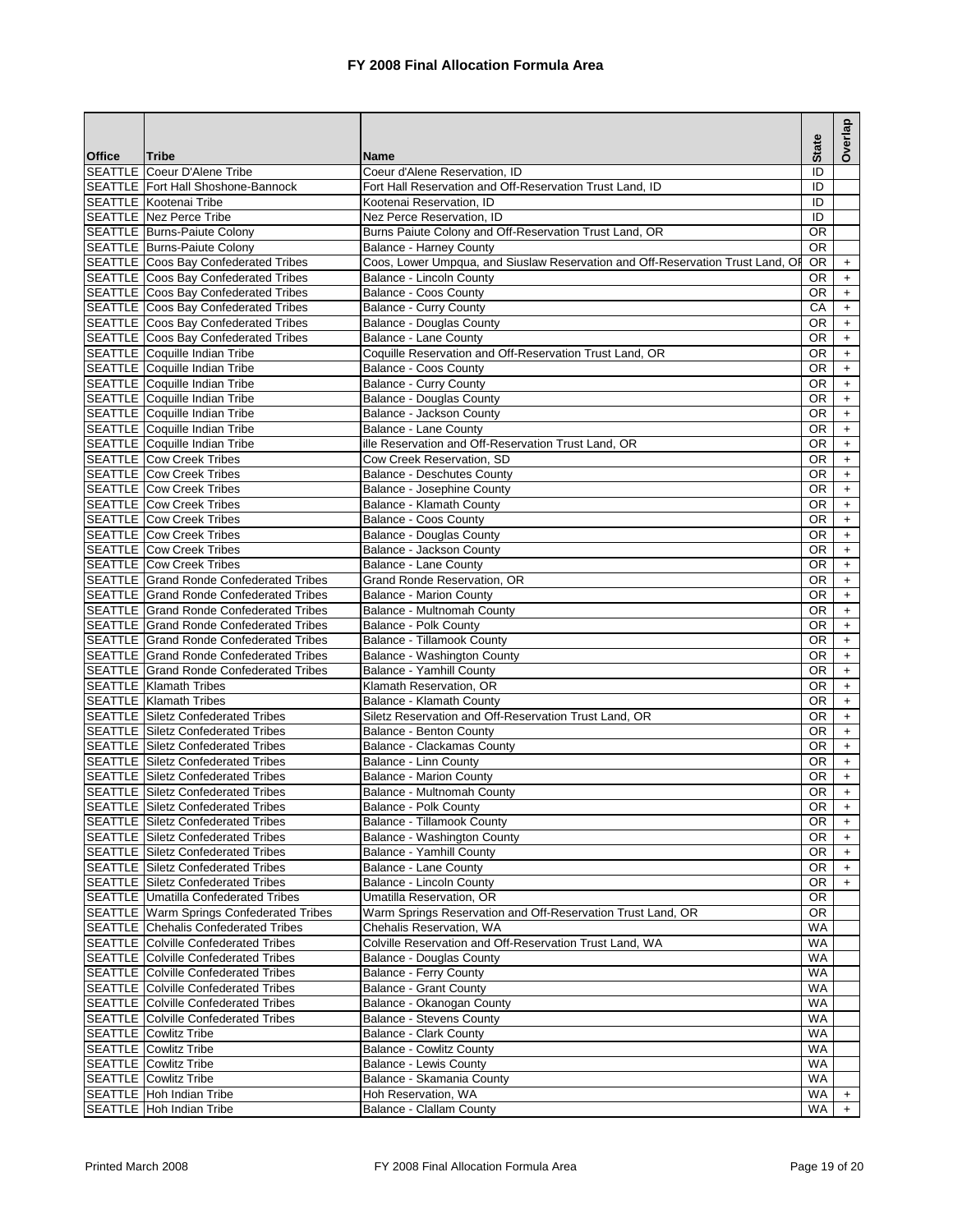# FY 2008 Final Allocation Formula Area

| Office | Tribe | Name | State | Overlap |
|---|---|---|---|---|
| SEATTLE | Coeur D'Alene Tribe | Coeur d'Alene Reservation, ID | ID | |
| SEATTLE | Fort Hall Shoshone-Bannock | Fort Hall Reservation and Off-Reservation Trust Land, ID | ID | |
| SEATTLE | Kootenai Tribe | Kootenai Reservation, ID | ID | |
| SEATTLE | Nez Perce Tribe | Nez Perce Reservation, ID | ID | |
| SEATTLE | Burns-Paiute Colony | Burns Paiute Colony and Off-Reservation Trust Land, OR | OR | |
| SEATTLE | Burns-Paiute Colony | Balance - Harney County | OR | |
| SEATTLE | Coos Bay Confederated Tribes | Coos, Lower Umpqua, and Siuslaw Reservation and Off-Reservation Trust Land, OR | OR | + |
| SEATTLE | Coos Bay Confederated Tribes | Balance - Lincoln County | OR | + |
| SEATTLE | Coos Bay Confederated Tribes | Balance - Coos County | OR | + |
| SEATTLE | Coos Bay Confederated Tribes | Balance - Curry County | CA | + |
| SEATTLE | Coos Bay Confederated Tribes | Balance - Douglas County | OR | + |
| SEATTLE | Coos Bay Confederated Tribes | Balance - Lane County | OR | + |
| SEATTLE | Coquille Indian Tribe | Coquille Reservation and Off-Reservation Trust Land, OR | OR | + |
| SEATTLE | Coquille Indian Tribe | Balance - Coos County | OR | + |
| SEATTLE | Coquille Indian Tribe | Balance - Curry County | OR | + |
| SEATTLE | Coquille Indian Tribe | Balance - Douglas County | OR | + |
| SEATTLE | Coquille Indian Tribe | Balance - Jackson County | OR | + |
| SEATTLE | Coquille Indian Tribe | Balance - Lane County | OR | + |
| SEATTLE | Coquille Indian Tribe | ille Reservation and Off-Reservation Trust Land, OR | OR | + |
| SEATTLE | Cow Creek Tribes | Cow Creek Reservation, SD | OR | + |
| SEATTLE | Cow Creek Tribes | Balance - Deschutes County | OR | + |
| SEATTLE | Cow Creek Tribes | Balance - Josephine County | OR | + |
| SEATTLE | Cow Creek Tribes | Balance - Klamath County | OR | + |
| SEATTLE | Cow Creek Tribes | Balance - Coos County | OR | + |
| SEATTLE | Cow Creek Tribes | Balance - Douglas County | OR | + |
| SEATTLE | Cow Creek Tribes | Balance - Jackson County | OR | + |
| SEATTLE | Cow Creek Tribes | Balance - Lane County | OR | + |
| SEATTLE | Grand Ronde Confederated Tribes | Grand Ronde Reservation, OR | OR | + |
| SEATTLE | Grand Ronde Confederated Tribes | Balance - Marion County | OR | + |
| SEATTLE | Grand Ronde Confederated Tribes | Balance - Multnomah County | OR | + |
| SEATTLE | Grand Ronde Confederated Tribes | Balance - Polk County | OR | + |
| SEATTLE | Grand Ronde Confederated Tribes | Balance - Tillamook County | OR | + |
| SEATTLE | Grand Ronde Confederated Tribes | Balance - Washington County | OR | + |
| SEATTLE | Grand Ronde Confederated Tribes | Balance - Yamhill County | OR | + |
| SEATTLE | Klamath Tribes | Klamath Reservation, OR | OR | + |
| SEATTLE | Klamath Tribes | Balance - Klamath County | OR | + |
| SEATTLE | Siletz Confederated Tribes | Siletz Reservation and Off-Reservation Trust Land, OR | OR | + |
| SEATTLE | Siletz Confederated Tribes | Balance - Benton County | OR | + |
| SEATTLE | Siletz Confederated Tribes | Balance - Clackamas County | OR | + |
| SEATTLE | Siletz Confederated Tribes | Balance - Linn County | OR | + |
| SEATTLE | Siletz Confederated Tribes | Balance - Marion County | OR | + |
| SEATTLE | Siletz Confederated Tribes | Balance - Multnomah County | OR | + |
| SEATTLE | Siletz Confederated Tribes | Balance - Polk County | OR | + |
| SEATTLE | Siletz Confederated Tribes | Balance - Tillamook County | OR | + |
| SEATTLE | Siletz Confederated Tribes | Balance - Washington County | OR | + |
| SEATTLE | Siletz Confederated Tribes | Balance - Yamhill County | OR | + |
| SEATTLE | Siletz Confederated Tribes | Balance - Lane County | OR | + |
| SEATTLE | Siletz Confederated Tribes | Balance - Lincoln County | OR | + |
| SEATTLE | Umatilla Confederated Tribes | Umatilla Reservation, OR | OR | |
| SEATTLE | Warm Springs Confederated Tribes | Warm Springs Reservation and Off-Reservation Trust Land, OR | OR | |
| SEATTLE | Chehalis Confederated Tribes | Chehalis Reservation, WA | WA | |
| SEATTLE | Colville Confederated Tribes | Colville Reservation and Off-Reservation Trust Land, WA | WA | |
| SEATTLE | Colville Confederated Tribes | Balance - Douglas County | WA | |
| SEATTLE | Colville Confederated Tribes | Balance - Ferry County | WA | |
| SEATTLE | Colville Confederated Tribes | Balance - Grant County | WA | |
| SEATTLE | Colville Confederated Tribes | Balance - Okanogan County | WA | |
| SEATTLE | Colville Confederated Tribes | Balance - Stevens County | WA | |
| SEATTLE | Cowlitz Tribe | Balance - Clark County | WA | |
| SEATTLE | Cowlitz Tribe | Balance - Cowlitz County | WA | |
| SEATTLE | Cowlitz Tribe | Balance - Lewis County | WA | |
| SEATTLE | Cowlitz Tribe | Balance - Skamania County | WA | |
| SEATTLE | Hoh Indian Tribe | Hoh Reservation, WA | WA | + |
| SEATTLE | Hoh Indian Tribe | Balance - Clallam County | WA | + |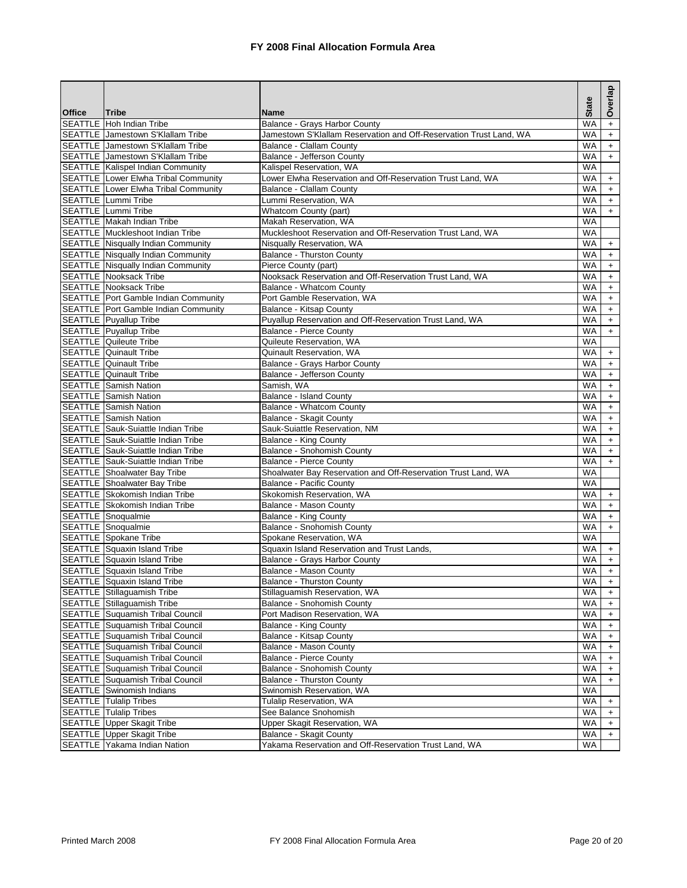# FY 2008 Final Allocation Formula Area

| Office | Tribe | Name | State | Overlap |
|---|---|---|---|---|
| SEATTLE | Hoh Indian Tribe | Balance - Grays Harbor County | WA | + |
| SEATTLE | Jamestown S'Klallam Tribe | Jamestown S'Klallam Reservation and Off-Reservation Trust Land, WA | WA | + |
| SEATTLE | Jamestown S'Klallam Tribe | Balance - Clallam County | WA | + |
| SEATTLE | Jamestown S'Klallam Tribe | Balance - Jefferson County | WA | + |
| SEATTLE | Kalispel Indian Community | Kalispel Reservation, WA | WA | |
| SEATTLE | Lower Elwha Tribal Community | Lower Elwha Reservation and Off-Reservation Trust Land, WA | WA | + |
| SEATTLE | Lower Elwha Tribal Community | Balance - Clallam County | WA | + |
| SEATTLE | Lummi Tribe | Lummi Reservation, WA | WA | + |
| SEATTLE | Lummi Tribe | Whatcom County (part) | WA | + |
| SEATTLE | Makah Indian Tribe | Makah Reservation, WA | WA | |
| SEATTLE | Muckleshoot Indian Tribe | Muckleshoot Reservation and Off-Reservation Trust Land, WA | WA | |
| SEATTLE | Nisqually Indian Community | Nisqually Reservation, WA | WA | + |
| SEATTLE | Nisqually Indian Community | Balance - Thurston County | WA | + |
| SEATTLE | Nisqually Indian Community | Pierce County (part) | WA | + |
| SEATTLE | Nooksack Tribe | Nooksack Reservation and Off-Reservation Trust Land, WA | WA | + |
| SEATTLE | Nooksack Tribe | Balance - Whatcom County | WA | + |
| SEATTLE | Port Gamble Indian Community | Port Gamble Reservation, WA | WA | + |
| SEATTLE | Port Gamble Indian Community | Balance - Kitsap County | WA | + |
| SEATTLE | Puyallup Tribe | Puyallup Reservation and Off-Reservation Trust Land, WA | WA | + |
| SEATTLE | Puyallup Tribe | Balance - Pierce County | WA | + |
| SEATTLE | Quileute Tribe | Quileute Reservation, WA | WA | |
| SEATTLE | Quinault Tribe | Quinault Reservation, WA | WA | + |
| SEATTLE | Quinault Tribe | Balance - Grays Harbor County | WA | + |
| SEATTLE | Quinault Tribe | Balance - Jefferson County | WA | + |
| SEATTLE | Samish Nation | Samish, WA | WA | + |
| SEATTLE | Samish Nation | Balance - Island County | WA | + |
| SEATTLE | Samish Nation | Balance - Whatcom County | WA | + |
| SEATTLE | Samish Nation | Balance - Skagit County | WA | + |
| SEATTLE | Sauk-Suiattle Indian Tribe | Sauk-Suiattle Reservation, NM | WA | + |
| SEATTLE | Sauk-Suiattle Indian Tribe | Balance - King County | WA | + |
| SEATTLE | Sauk-Suiattle Indian Tribe | Balance - Snohomish County | WA | + |
| SEATTLE | Sauk-Suiattle Indian Tribe | Balance - Pierce County | WA | + |
| SEATTLE | Shoalwater Bay Tribe | Shoalwater Bay Reservation and Off-Reservation Trust Land, WA | WA | |
| SEATTLE | Shoalwater Bay Tribe | Balance - Pacific County | WA | |
| SEATTLE | Skokomish Indian Tribe | Skokomish Reservation, WA | WA | + |
| SEATTLE | Skokomish Indian Tribe | Balance - Mason County | WA | + |
| SEATTLE | Snoqualmie | Balance - King County | WA | + |
| SEATTLE | Snoqualmie | Balance - Snohomish County | WA | + |
| SEATTLE | Spokane Tribe | Spokane Reservation, WA | WA | |
| SEATTLE | Squaxin Island Tribe | Squaxin Island Reservation and Trust Lands, | WA | + |
| SEATTLE | Squaxin Island Tribe | Balance - Grays Harbor County | WA | + |
| SEATTLE | Squaxin Island Tribe | Balance - Mason County | WA | + |
| SEATTLE | Squaxin Island Tribe | Balance - Thurston County | WA | + |
| SEATTLE | Stillaguamish Tribe | Stillaguamish Reservation, WA | WA | + |
| SEATTLE | Stillaguamish Tribe | Balance - Snohomish County | WA | + |
| SEATTLE | Suquamish Tribal Council | Port Madison Reservation, WA | WA | + |
| SEATTLE | Suquamish Tribal Council | Balance - King County | WA | + |
| SEATTLE | Suquamish Tribal Council | Balance - Kitsap County | WA | + |
| SEATTLE | Suquamish Tribal Council | Balance - Mason County | WA | + |
| SEATTLE | Suquamish Tribal Council | Balance - Pierce County | WA | + |
| SEATTLE | Suquamish Tribal Council | Balance - Snohomish County | WA | + |
| SEATTLE | Suquamish Tribal Council | Balance - Thurston County | WA | + |
| SEATTLE | Swinomish Indians | Swinomish Reservation, WA | WA | |
| SEATTLE | Tulalip Tribes | Tulalip Reservation, WA | WA | + |
| SEATTLE | Tulalip Tribes | See Balance Snohomish | WA | + |
| SEATTLE | Upper Skagit Tribe | Upper Skagit Reservation, WA | WA | + |
| SEATTLE | Upper Skagit Tribe | Balance - Skagit County | WA | + |
| SEATTLE | Yakama Indian Nation | Yakama Reservation and Off-Reservation Trust Land, WA | WA | |

Printed March 2008